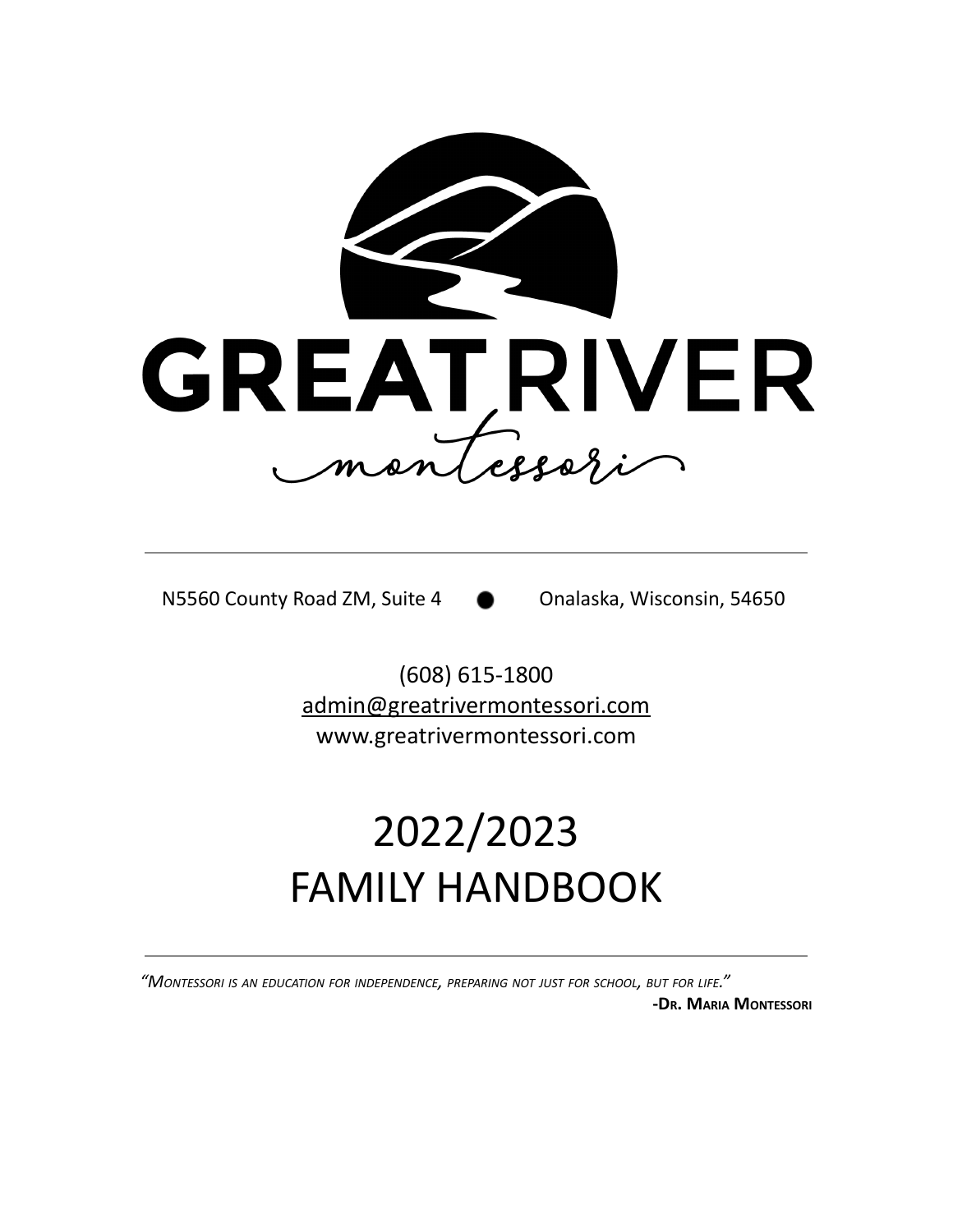# GREAT RIVER

montessori

---

N5560 County Road ZM, Suite 4 ● Onalaska, Wisconsin, 54650

(608) 615-1800

admin@greatrivermontessori.com

www.greatrivermontessori.com

# 2022/2023
# FAMILY HANDBOOK

---

*"Montessori is an education for independence, preparing not just for school, but for life."*

**-Dr. Maria Montessori**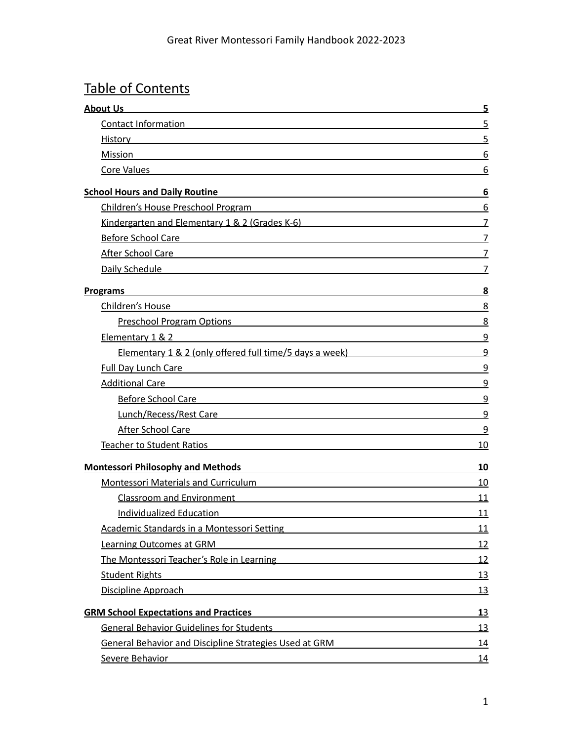## Table of Contents

**About Us** 5
- Contact Information 5
- History 5
- Mission 6
- Core Values 6

**School Hours and Daily Routine** 6
- Children's House Preschool Program 6
- Kindergarten and Elementary 1 & 2 (Grades K-6) 7
- Before School Care 7
- After School Care 7
- Daily Schedule 7

**Programs** 8
- Children's House 8
  - Preschool Program Options 8
- Elementary 1 & 2 9
  - Elementary 1 & 2 (only offered full time/5 days a week) 9
- Full Day Lunch Care 9
- Additional Care 9
  - Before School Care 9
  - Lunch/Recess/Rest Care 9
  - After School Care 9
- Teacher to Student Ratios 10

**Montessori Philosophy and Methods** 10
- Montessori Materials and Curriculum 10
  - Classroom and Environment 11
  - Individualized Education 11
- Academic Standards in a Montessori Setting 11
- Learning Outcomes at GRM 12
- The Montessori Teacher's Role in Learning 12
- Student Rights 13
- Discipline Approach 13

**GRM School Expectations and Practices** 13
- General Behavior Guidelines for Students 13
- General Behavior and Discipline Strategies Used at GRM 14
- Severe Behavior 14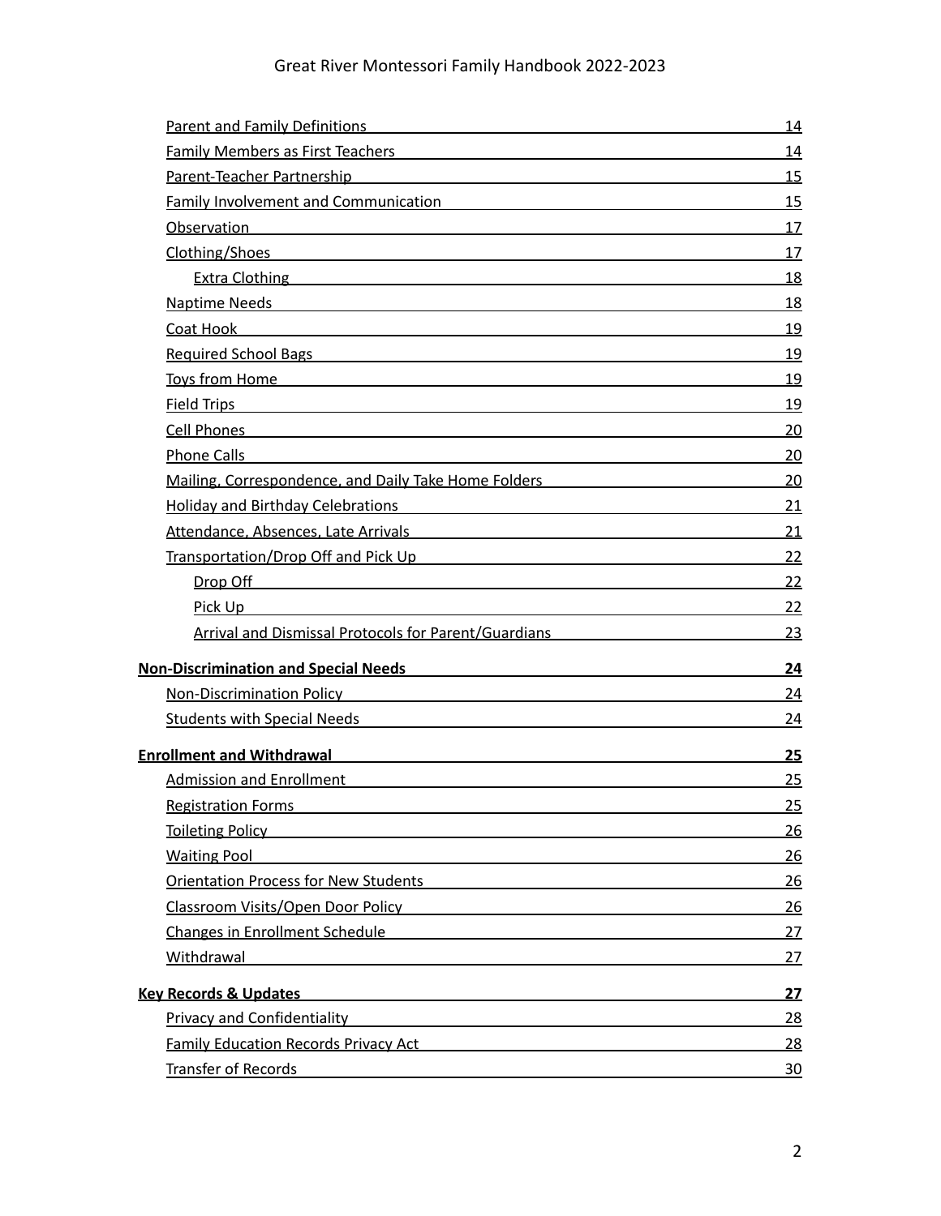- Parent and Family Definitions 14
- Family Members as First Teachers 14
- Parent-Teacher Partnership 15
- Family Involvement and Communication 15
- Observation 17
- Clothing/Shoes 17
  - Extra Clothing 18
- Naptime Needs 18
- Coat Hook 19
- Required School Bags 19
- Toys from Home 19
- Field Trips 19
- Cell Phones 20
- Phone Calls 20
- Mailing, Correspondence, and Daily Take Home Folders 20
- Holiday and Birthday Celebrations 21
- Attendance, Absences, Late Arrivals 21
- Transportation/Drop Off and Pick Up 22
  - Drop Off 22
  - Pick Up 22
  - Arrival and Dismissal Protocols for Parent/Guardians 23

**Non-Discrimination and Special Needs 24**

- Non-Discrimination Policy 24
- Students with Special Needs 24

**Enrollment and Withdrawal 25**

- Admission and Enrollment 25
- Registration Forms 25
- Toileting Policy 26
- Waiting Pool 26
- Orientation Process for New Students 26
- Classroom Visits/Open Door Policy 26
- Changes in Enrollment Schedule 27
- Withdrawal 27

**Key Records & Updates 27**

- Privacy and Confidentiality 28
- Family Education Records Privacy Act 28
- Transfer of Records 30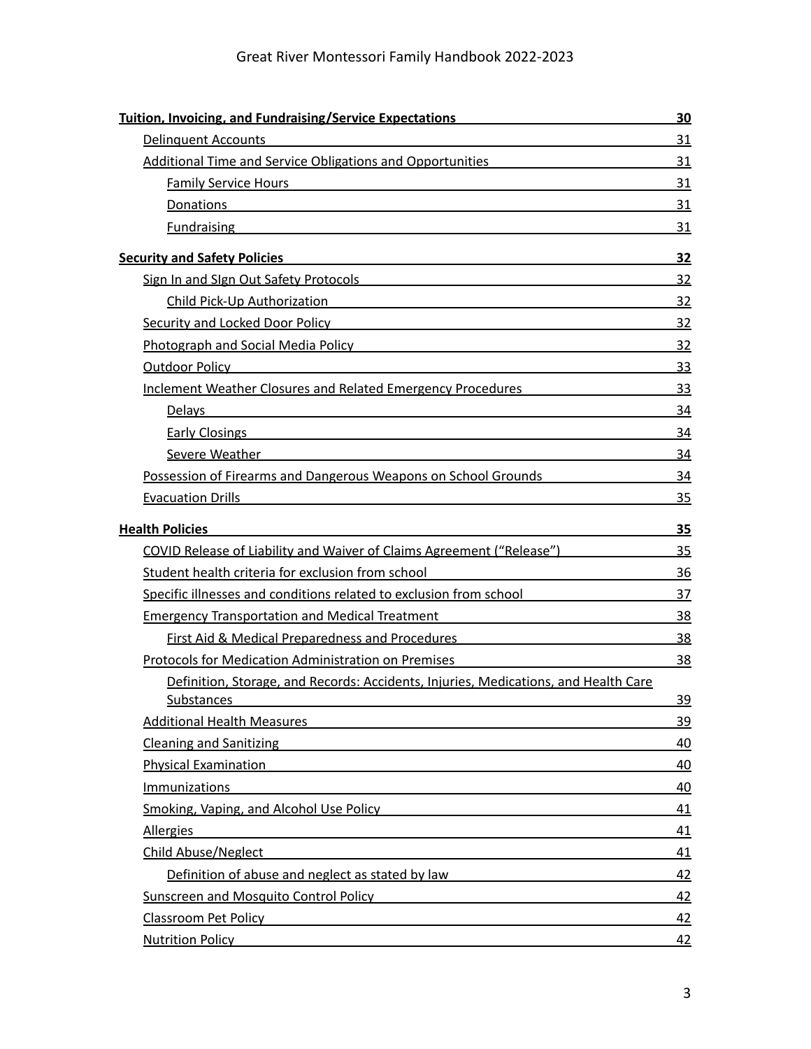**Tuition, Invoicing, and Fundraising/Service Expectations** 30

- Delinquent Accounts 31
- Additional Time and Service Obligations and Opportunities 31
  - Family Service Hours 31
  - Donations 31
  - Fundraising 31

**Security and Safety Policies** 32

- Sign In and SIgn Out Safety Protocols 32
  - Child Pick-Up Authorization 32
- Security and Locked Door Policy 32
- Photograph and Social Media Policy 32
- Outdoor Policy 33
- Inclement Weather Closures and Related Emergency Procedures 33
  - Delays 34
  - Early Closings 34
  - Severe Weather 34
- Possession of Firearms and Dangerous Weapons on School Grounds 34
- Evacuation Drills 35

**Health Policies** 35

- COVID Release of Liability and Waiver of Claims Agreement (“Release”) 35
- Student health criteria for exclusion from school 36
- Specific illnesses and conditions related to exclusion from school 37
- Emergency Transportation and Medical Treatment 38
  - First Aid & Medical Preparedness and Procedures 38
- Protocols for Medication Administration on Premises 38
  - Definition, Storage, and Records: Accidents, Injuries, Medications, and Health Care Substances 39
- Additional Health Measures 39
- Cleaning and Sanitizing 40
- Physical Examination 40
- Immunizations 40
- Smoking, Vaping, and Alcohol Use Policy 41
- Allergies 41
- Child Abuse/Neglect 41
  - Definition of abuse and neglect as stated by law 42
- Sunscreen and Mosquito Control Policy 42
- Classroom Pet Policy 42
- Nutrition Policy 42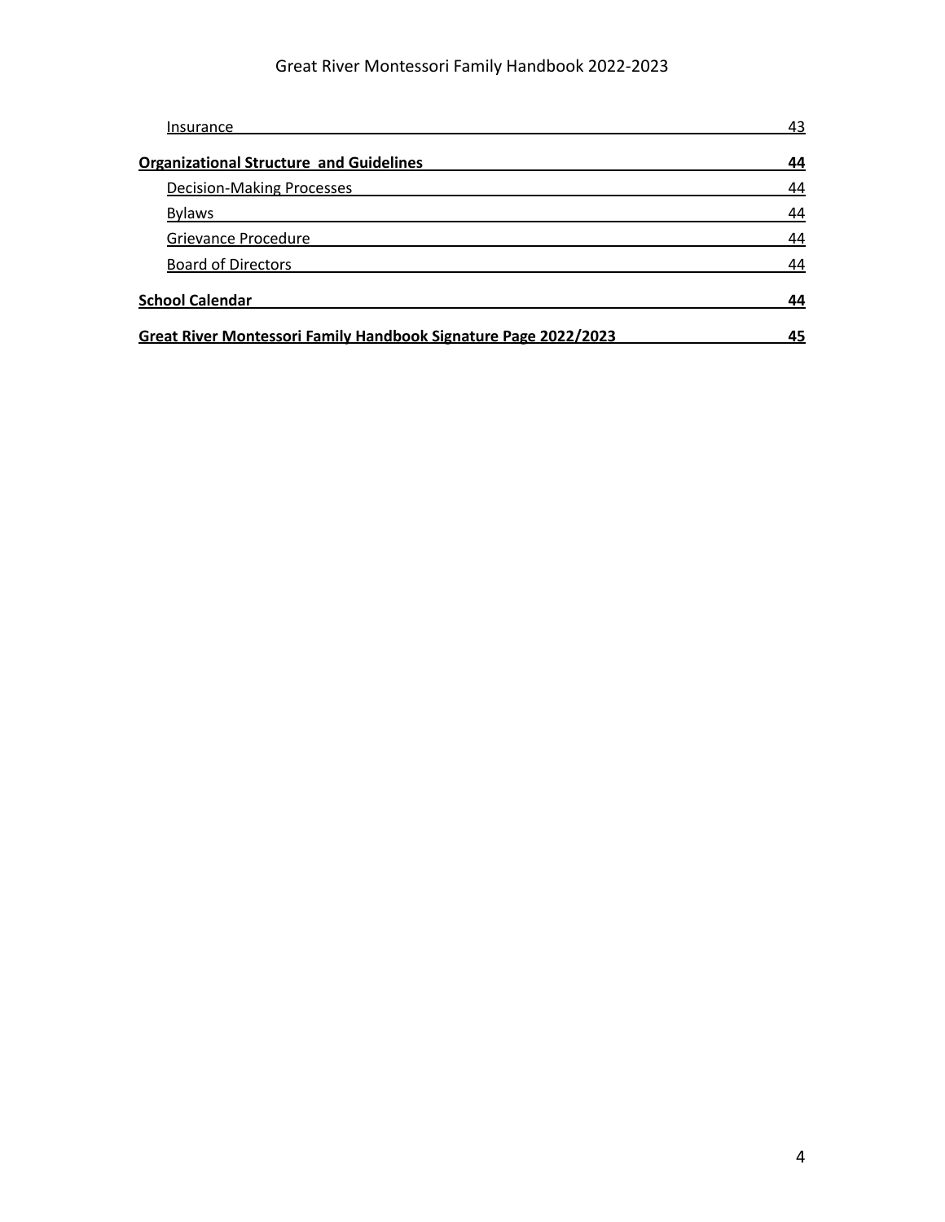- Insurance 43

**Organizational Structure and Guidelines 44**

- Decision-Making Processes 44
- Bylaws 44
- Grievance Procedure 44
- Board of Directors 44

**School Calendar 44**

**Great River Montessori Family Handbook Signature Page 2022/2023 45**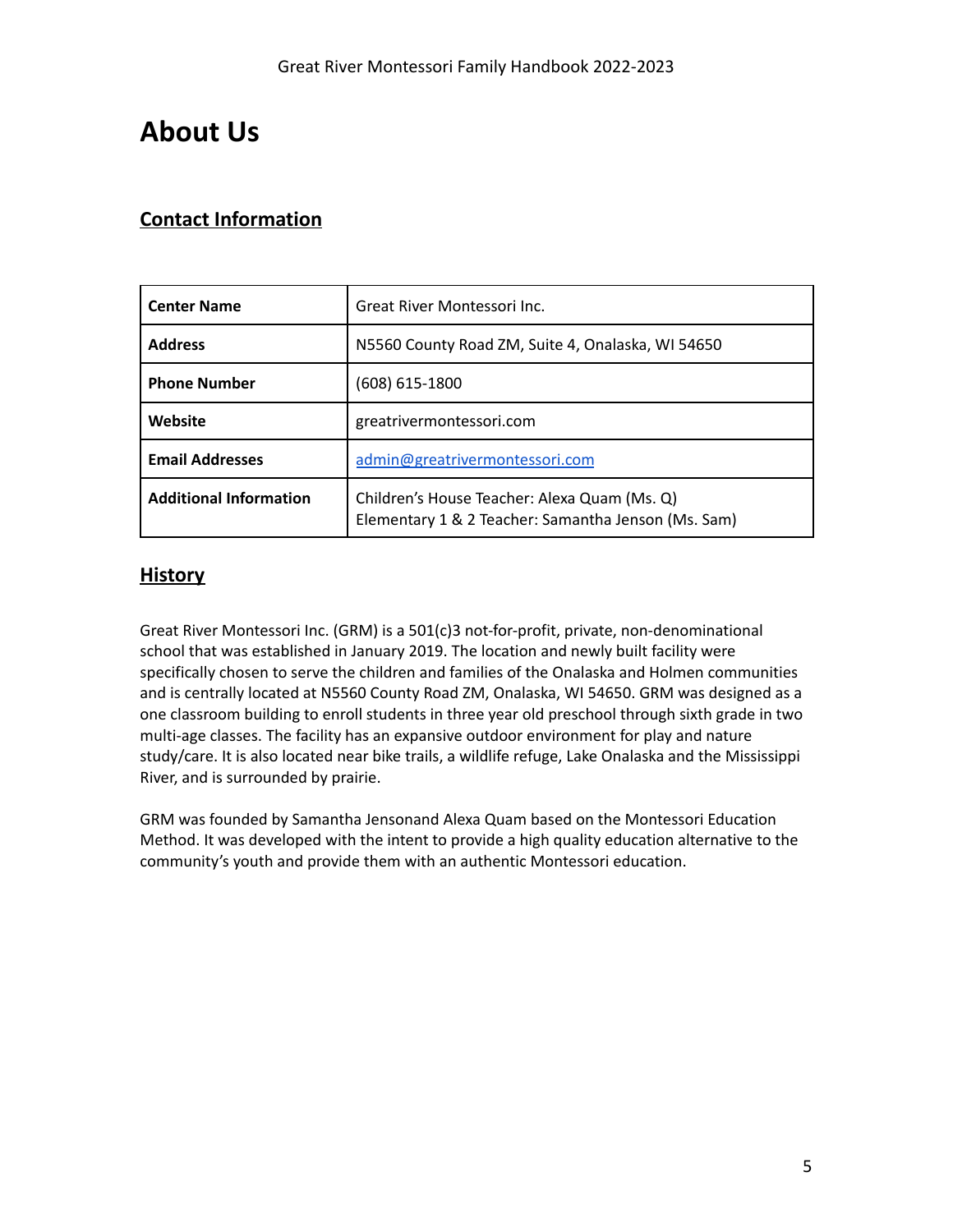# About Us

## Contact Information

| Center Name | Great River Montessori Inc. |
|---|---|
| **Address** | N5560 County Road ZM, Suite 4, Onalaska, WI 54650 |
| **Phone Number** | (608) 615-1800 |
| **Website** | greatrivermontessori.com |
| **Email Addresses** | admin@greatrivermontessori.com |
| **Additional Information** | Children's House Teacher: Alexa Quam (Ms. Q)<br>Elementary 1 & 2 Teacher: Samantha Jenson (Ms. Sam) |

## History

Great River Montessori Inc. (GRM) is a 501(c)3 not-for-profit, private, non-denominational school that was established in January 2019. The location and newly built facility were specifically chosen to serve the children and families of the Onalaska and Holmen communities and is centrally located at N5560 County Road ZM, Onalaska, WI 54650. GRM was designed as a one classroom building to enroll students in three year old preschool through sixth grade in two multi-age classes. The facility has an expansive outdoor environment for play and nature study/care. It is also located near bike trails, a wildlife refuge, Lake Onalaska and the Mississippi River, and is surrounded by prairie.

GRM was founded by Samantha Jensonand Alexa Quam based on the Montessori Education Method. It was developed with the intent to provide a high quality education alternative to the community's youth and provide them with an authentic Montessori education.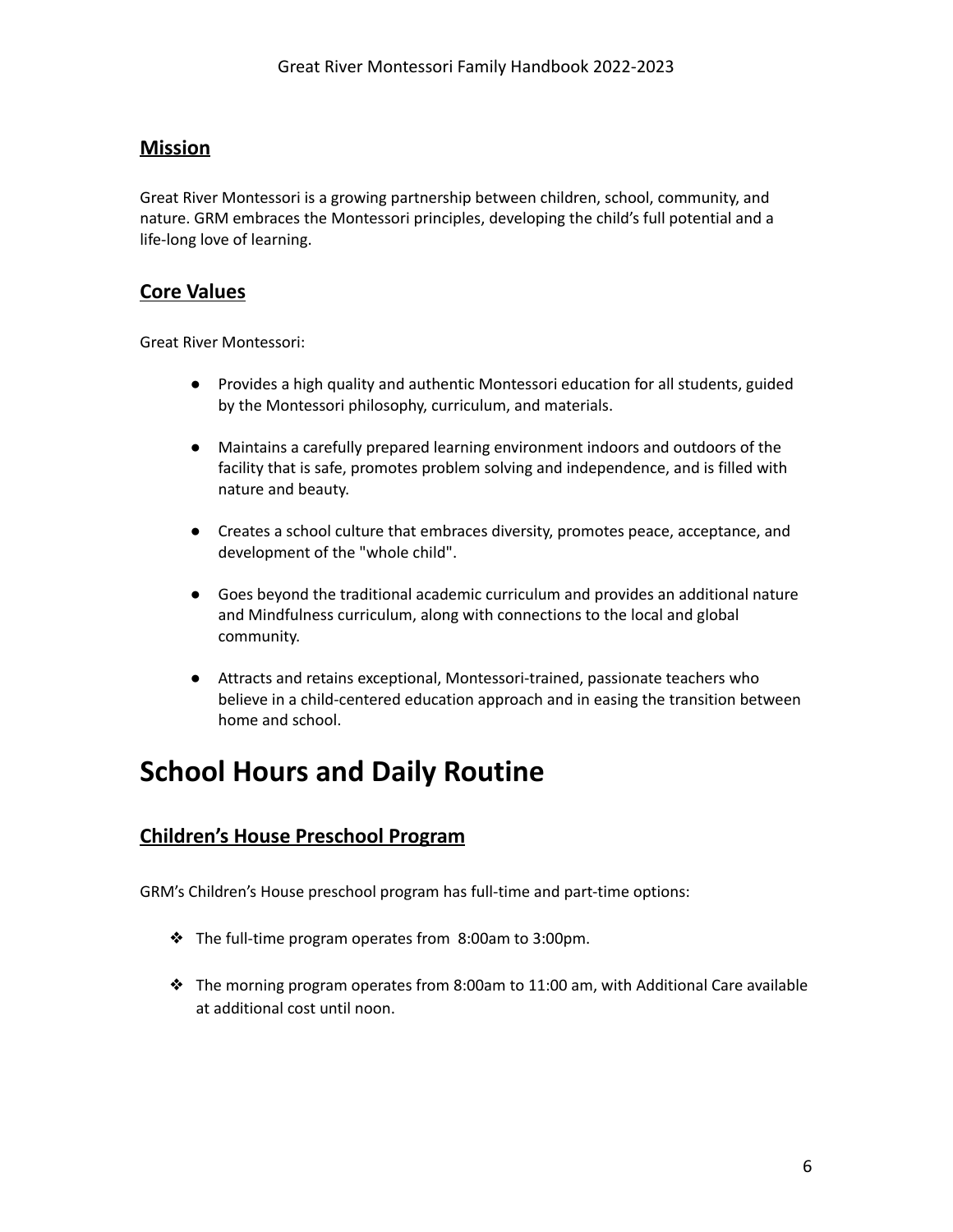## Mission

Great River Montessori is a growing partnership between children, school, community, and nature. GRM embraces the Montessori principles, developing the child's full potential and a life-long love of learning.

## Core Values

Great River Montessori:

- Provides a high quality and authentic Montessori education for all students, guided by the Montessori philosophy, curriculum, and materials.
- Maintains a carefully prepared learning environment indoors and outdoors of the facility that is safe, promotes problem solving and independence, and is filled with nature and beauty.
- Creates a school culture that embraces diversity, promotes peace, acceptance, and development of the "whole child".
- Goes beyond the traditional academic curriculum and provides an additional nature and Mindfulness curriculum, along with connections to the local and global community.
- Attracts and retains exceptional, Montessori-trained, passionate teachers who believe in a child-centered education approach and in easing the transition between home and school.

# School Hours and Daily Routine

## Children's House Preschool Program

GRM's Children's House preschool program has full-time and part-time options:

- The full-time program operates from 8:00am to 3:00pm.
- The morning program operates from 8:00am to 11:00 am, with Additional Care available at additional cost until noon.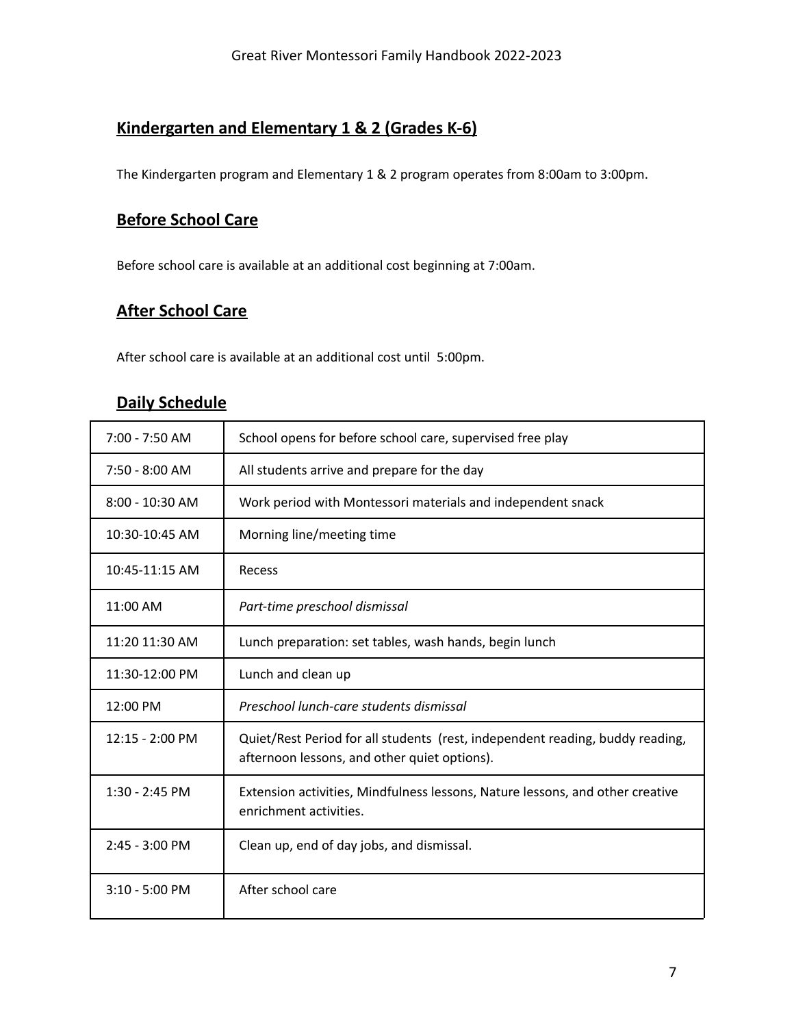## Kindergarten and Elementary 1 & 2 (Grades K-6)

The Kindergarten program and Elementary 1 & 2 program operates from 8:00am to 3:00pm.

## Before School Care

Before school care is available at an additional cost beginning at 7:00am.

## After School Care

After school care is available at an additional cost until 5:00pm.

## Daily Schedule

| | |
|---|---|
| 7:00 - 7:50 AM | School opens for before school care, supervised free play |
| 7:50 - 8:00 AM | All students arrive and prepare for the day |
| 8:00 - 10:30 AM | Work period with Montessori materials and independent snack |
| 10:30-10:45 AM | Morning line/meeting time |
| 10:45-11:15 AM | Recess |
| 11:00 AM | *Part-time preschool dismissal* |
| 11:20 11:30 AM | Lunch preparation: set tables, wash hands, begin lunch |
| 11:30-12:00 PM | Lunch and clean up |
| 12:00 PM | *Preschool lunch-care students dismissal* |
| 12:15 - 2:00 PM | Quiet/Rest Period for all students (rest, independent reading, buddy reading, afternoon lessons, and other quiet options). |
| 1:30 - 2:45 PM | Extension activities, Mindfulness lessons, Nature lessons, and other creative enrichment activities. |
| 2:45 - 3:00 PM | Clean up, end of day jobs, and dismissal. |
| 3:10 - 5:00 PM | After school care |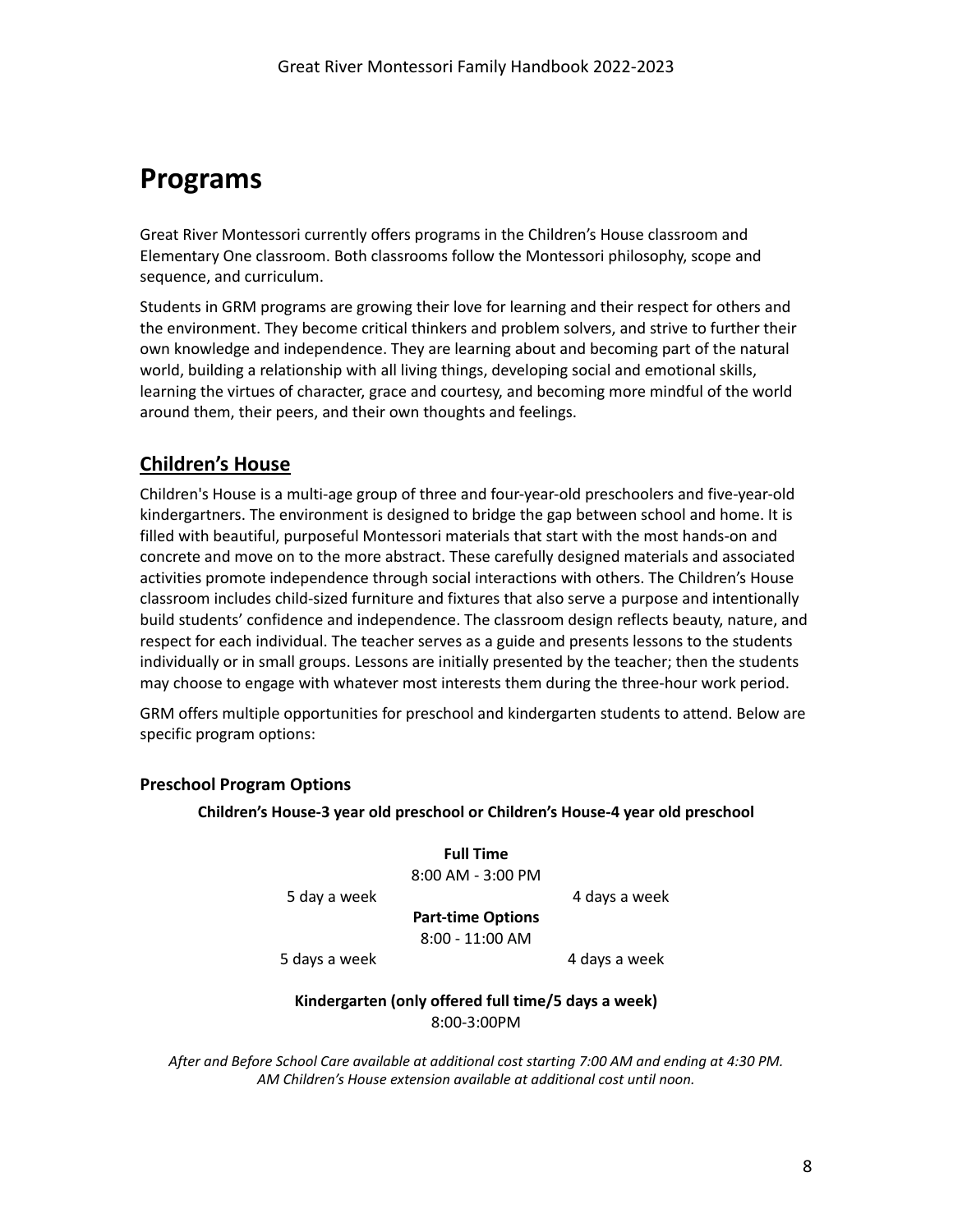# Programs

Great River Montessori currently offers programs in the Children's House classroom and Elementary One classroom. Both classrooms follow the Montessori philosophy, scope and sequence, and curriculum.

Students in GRM programs are growing their love for learning and their respect for others and the environment. They become critical thinkers and problem solvers, and strive to further their own knowledge and independence. They are learning about and becoming part of the natural world, building a relationship with all living things, developing social and emotional skills, learning the virtues of character, grace and courtesy, and becoming more mindful of the world around them, their peers, and their own thoughts and feelings.

## Children's House

Children's House is a multi-age group of three and four-year-old preschoolers and five-year-old kindergartners. The environment is designed to bridge the gap between school and home. It is filled with beautiful, purposeful Montessori materials that start with the most hands-on and concrete and move on to the more abstract. These carefully designed materials and associated activities promote independence through social interactions with others. The Children's House classroom includes child-sized furniture and fixtures that also serve a purpose and intentionally build students' confidence and independence. The classroom design reflects beauty, nature, and respect for each individual. The teacher serves as a guide and presents lessons to the students individually or in small groups. Lessons are initially presented by the teacher; then the students may choose to engage with whatever most interests them during the three-hour work period.

GRM offers multiple opportunities for preschool and kindergarten students to attend. Below are specific program options:

### Preschool Program Options

**Children's House-3 year old preschool or Children's House-4 year old preschool**

**Full Time**
8:00 AM - 3:00 PM

5 day a week | 4 days a week

**Part-time Options**
8:00 - 11:00 AM

5 days a week | 4 days a week

**Kindergarten (only offered full time/5 days a week)**
8:00-3:00PM

*After and Before School Care available at additional cost starting 7:00 AM and ending at 4:30 PM.*
*AM Children's House extension available at additional cost until noon.*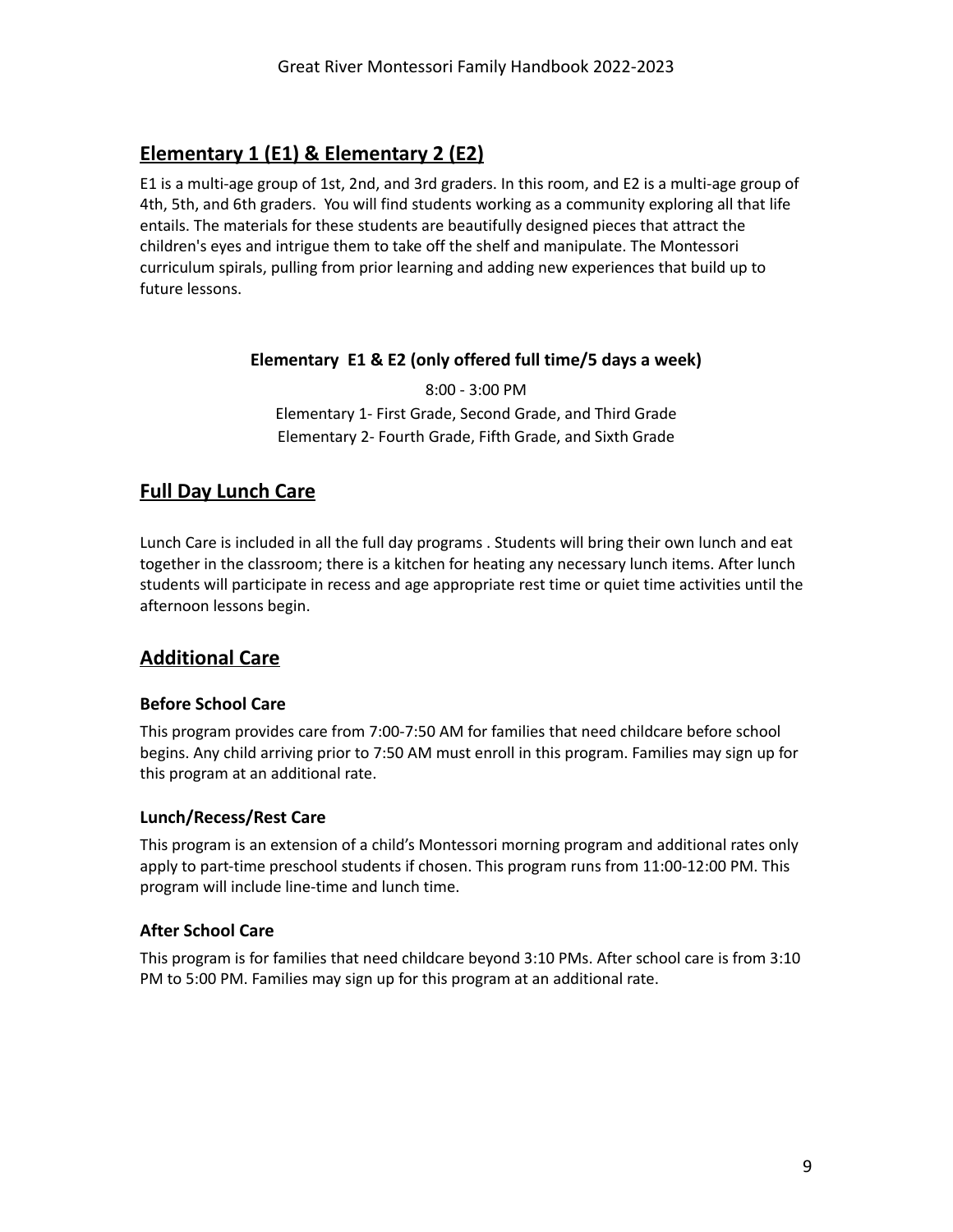## Elementary 1 (E1) & Elementary 2 (E2)

E1 is a multi-age group of 1st, 2nd, and 3rd graders. In this room, and E2 is a multi-age group of 4th, 5th, and 6th graders. You will find students working as a community exploring all that life entails. The materials for these students are beautifully designed pieces that attract the children's eyes and intrigue them to take off the shelf and manipulate. The Montessori curriculum spirals, pulling from prior learning and adding new experiences that build up to future lessons.

**Elementary E1 & E2 (only offered full time/5 days a week)**

8:00 - 3:00 PM
Elementary 1- First Grade, Second Grade, and Third Grade
Elementary 2- Fourth Grade, Fifth Grade, and Sixth Grade

## Full Day Lunch Care

Lunch Care is included in all the full day programs . Students will bring their own lunch and eat together in the classroom; there is a kitchen for heating any necessary lunch items. After lunch students will participate in recess and age appropriate rest time or quiet time activities until the afternoon lessons begin.

## Additional Care

### Before School Care

This program provides care from 7:00-7:50 AM for families that need childcare before school begins. Any child arriving prior to 7:50 AM must enroll in this program. Families may sign up for this program at an additional rate.

### Lunch/Recess/Rest Care

This program is an extension of a child's Montessori morning program and additional rates only apply to part-time preschool students if chosen. This program runs from 11:00-12:00 PM. This program will include line-time and lunch time.

### After School Care

This program is for families that need childcare beyond 3:10 PMs. After school care is from 3:10 PM to 5:00 PM. Families may sign up for this program at an additional rate.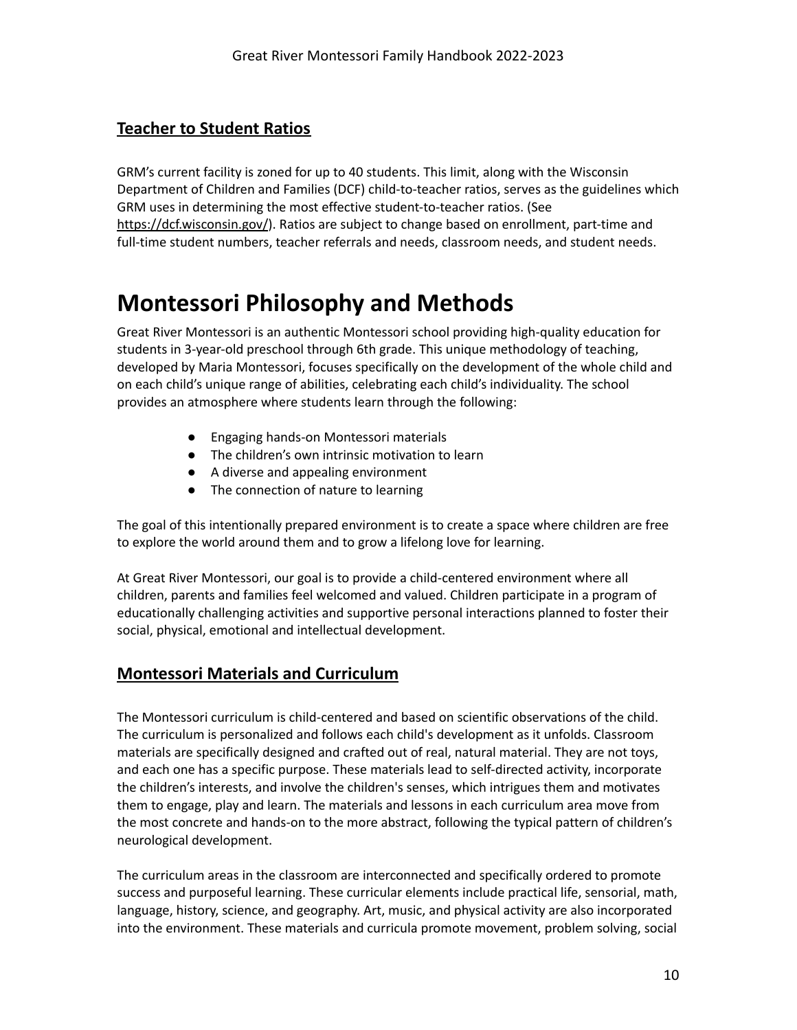## Teacher to Student Ratios

GRM's current facility is zoned for up to 40 students. This limit, along with the Wisconsin Department of Children and Families (DCF) child-to-teacher ratios, serves as the guidelines which GRM uses in determining the most effective student-to-teacher ratios. (See https://dcf.wisconsin.gov/). Ratios are subject to change based on enrollment, part-time and full-time student numbers, teacher referrals and needs, classroom needs, and student needs.

# Montessori Philosophy and Methods

Great River Montessori is an authentic Montessori school providing high-quality education for students in 3-year-old preschool through 6th grade. This unique methodology of teaching, developed by Maria Montessori, focuses specifically on the development of the whole child and on each child's unique range of abilities, celebrating each child's individuality. The school provides an atmosphere where students learn through the following:

- Engaging hands-on Montessori materials
- The children's own intrinsic motivation to learn
- A diverse and appealing environment
- The connection of nature to learning

The goal of this intentionally prepared environment is to create a space where children are free to explore the world around them and to grow a lifelong love for learning.

At Great River Montessori, our goal is to provide a child-centered environment where all children, parents and families feel welcomed and valued. Children participate in a program of educationally challenging activities and supportive personal interactions planned to foster their social, physical, emotional and intellectual development.

## Montessori Materials and Curriculum

The Montessori curriculum is child-centered and based on scientific observations of the child. The curriculum is personalized and follows each child's development as it unfolds. Classroom materials are specifically designed and crafted out of real, natural material. They are not toys, and each one has a specific purpose. These materials lead to self-directed activity, incorporate the children's interests, and involve the children's senses, which intrigues them and motivates them to engage, play and learn. The materials and lessons in each curriculum area move from the most concrete and hands-on to the more abstract, following the typical pattern of children's neurological development.

The curriculum areas in the classroom are interconnected and specifically ordered to promote success and purposeful learning. These curricular elements include practical life, sensorial, math, language, history, science, and geography. Art, music, and physical activity are also incorporated into the environment. These materials and curricula promote movement, problem solving, social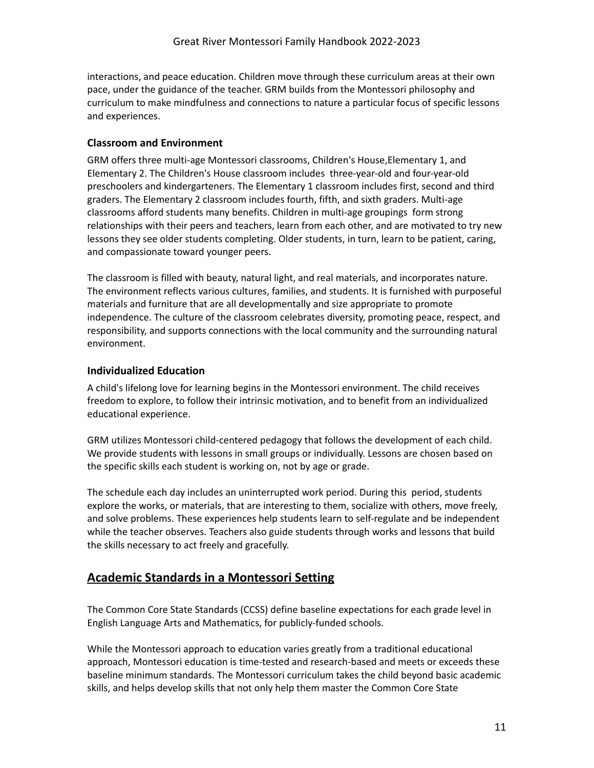interactions, and peace education. Children move through these curriculum areas at their own pace, under the guidance of the teacher. GRM builds from the Montessori philosophy and curriculum to make mindfulness and connections to nature a particular focus of specific lessons and experiences.

### Classroom and Environment

GRM offers three multi-age Montessori classrooms, Children's House,Elementary 1, and Elementary 2. The Children's House classroom includes three-year-old and four-year-old preschoolers and kindergarteners. The Elementary 1 classroom includes first, second and third graders. The Elementary 2 classroom includes fourth, fifth, and sixth graders. Multi-age classrooms afford students many benefits. Children in multi-age groupings form strong relationships with their peers and teachers, learn from each other, and are motivated to try new lessons they see older students completing. Older students, in turn, learn to be patient, caring, and compassionate toward younger peers.

The classroom is filled with beauty, natural light, and real materials, and incorporates nature. The environment reflects various cultures, families, and students. It is furnished with purposeful materials and furniture that are all developmentally and size appropriate to promote independence. The culture of the classroom celebrates diversity, promoting peace, respect, and responsibility, and supports connections with the local community and the surrounding natural environment.

### Individualized Education

A child's lifelong love for learning begins in the Montessori environment. The child receives freedom to explore, to follow their intrinsic motivation, and to benefit from an individualized educational experience.

GRM utilizes Montessori child-centered pedagogy that follows the development of each child. We provide students with lessons in small groups or individually. Lessons are chosen based on the specific skills each student is working on, not by age or grade.

The schedule each day includes an uninterrupted work period. During this period, students explore the works, or materials, that are interesting to them, socialize with others, move freely, and solve problems. These experiences help students learn to self-regulate and be independent while the teacher observes. Teachers also guide students through works and lessons that build the skills necessary to act freely and gracefully.

## Academic Standards in a Montessori Setting

The Common Core State Standards (CCSS) define baseline expectations for each grade level in English Language Arts and Mathematics, for publicly-funded schools.

While the Montessori approach to education varies greatly from a traditional educational approach, Montessori education is time-tested and research-based and meets or exceeds these baseline minimum standards. The Montessori curriculum takes the child beyond basic academic skills, and helps develop skills that not only help them master the Common Core State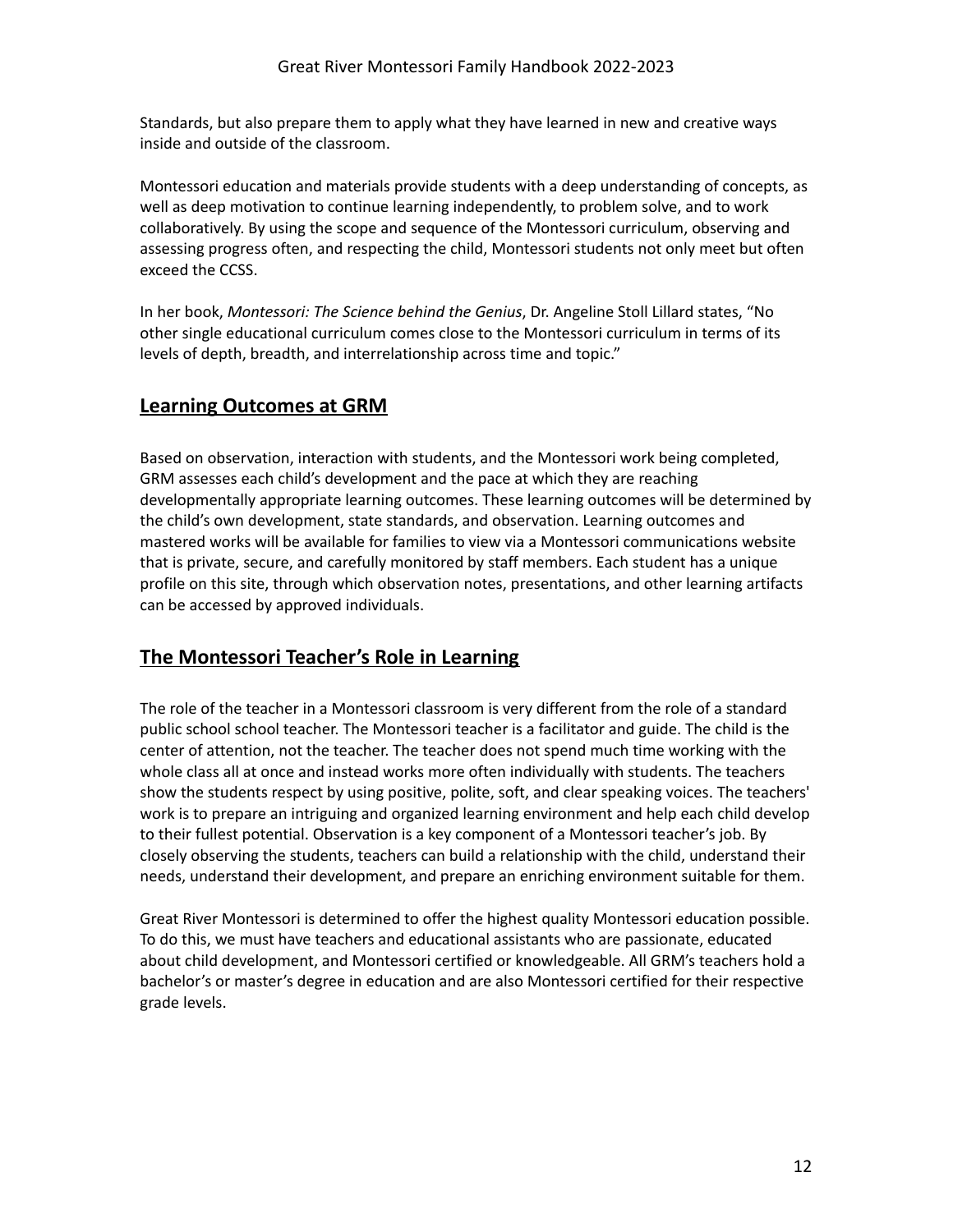Standards, but also prepare them to apply what they have learned in new and creative ways inside and outside of the classroom.

Montessori education and materials provide students with a deep understanding of concepts, as well as deep motivation to continue learning independently, to problem solve, and to work collaboratively. By using the scope and sequence of the Montessori curriculum, observing and assessing progress often, and respecting the child, Montessori students not only meet but often exceed the CCSS.

In her book, *Montessori: The Science behind the Genius*, Dr. Angeline Stoll Lillard states, "No other single educational curriculum comes close to the Montessori curriculum in terms of its levels of depth, breadth, and interrelationship across time and topic."

## Learning Outcomes at GRM

Based on observation, interaction with students, and the Montessori work being completed, GRM assesses each child's development and the pace at which they are reaching developmentally appropriate learning outcomes. These learning outcomes will be determined by the child's own development, state standards, and observation. Learning outcomes and mastered works will be available for families to view via a Montessori communications website that is private, secure, and carefully monitored by staff members. Each student has a unique profile on this site, through which observation notes, presentations, and other learning artifacts can be accessed by approved individuals.

## The Montessori Teacher's Role in Learning

The role of the teacher in a Montessori classroom is very different from the role of a standard public school school teacher. The Montessori teacher is a facilitator and guide. The child is the center of attention, not the teacher. The teacher does not spend much time working with the whole class all at once and instead works more often individually with students. The teachers show the students respect by using positive, polite, soft, and clear speaking voices. The teachers' work is to prepare an intriguing and organized learning environment and help each child develop to their fullest potential. Observation is a key component of a Montessori teacher's job. By closely observing the students, teachers can build a relationship with the child, understand their needs, understand their development, and prepare an enriching environment suitable for them.

Great River Montessori is determined to offer the highest quality Montessori education possible. To do this, we must have teachers and educational assistants who are passionate, educated about child development, and Montessori certified or knowledgeable. All GRM's teachers hold a bachelor's or master's degree in education and are also Montessori certified for their respective grade levels.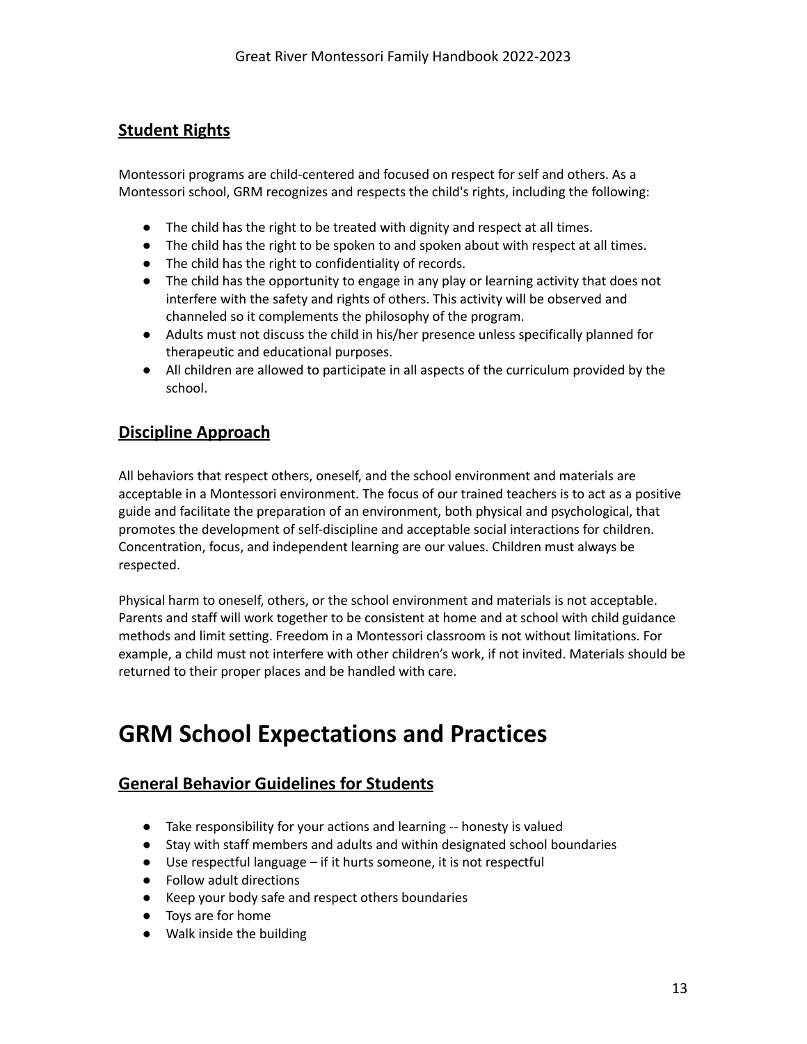## Student Rights

Montessori programs are child-centered and focused on respect for self and others. As a Montessori school, GRM recognizes and respects the child's rights, including the following:

- The child has the right to be treated with dignity and respect at all times.
- The child has the right to be spoken to and spoken about with respect at all times.
- The child has the right to confidentiality of records.
- The child has the opportunity to engage in any play or learning activity that does not interfere with the safety and rights of others. This activity will be observed and channeled so it complements the philosophy of the program.
- Adults must not discuss the child in his/her presence unless specifically planned for therapeutic and educational purposes.
- All children are allowed to participate in all aspects of the curriculum provided by the school.

## Discipline Approach

All behaviors that respect others, oneself, and the school environment and materials are acceptable in a Montessori environment. The focus of our trained teachers is to act as a positive guide and facilitate the preparation of an environment, both physical and psychological, that promotes the development of self-discipline and acceptable social interactions for children. Concentration, focus, and independent learning are our values. Children must always be respected.

Physical harm to oneself, others, or the school environment and materials is not acceptable. Parents and staff will work together to be consistent at home and at school with child guidance methods and limit setting. Freedom in a Montessori classroom is not without limitations. For example, a child must not interfere with other children's work, if not invited. Materials should be returned to their proper places and be handled with care.

# GRM School Expectations and Practices

## General Behavior Guidelines for Students

- Take responsibility for your actions and learning -- honesty is valued
- Stay with staff members and adults and within designated school boundaries
- Use respectful language – if it hurts someone, it is not respectful
- Follow adult directions
- Keep your body safe and respect others boundaries
- Toys are for home
- Walk inside the building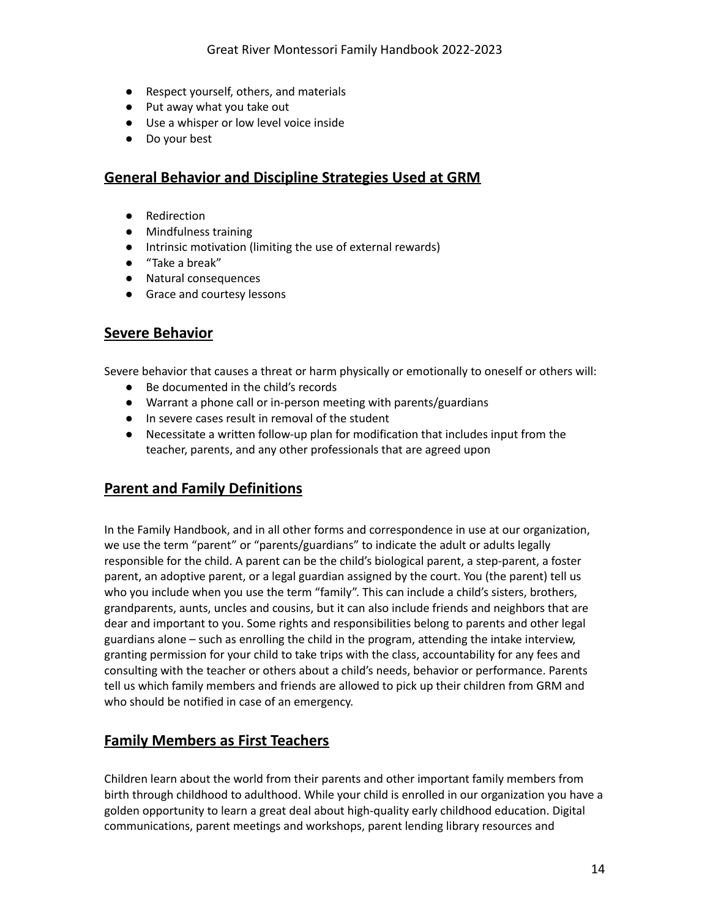- Respect yourself, others, and materials
- Put away what you take out
- Use a whisper or low level voice inside
- Do your best

## General Behavior and Discipline Strategies Used at GRM

- Redirection
- Mindfulness training
- Intrinsic motivation (limiting the use of external rewards)
- "Take a break"
- Natural consequences
- Grace and courtesy lessons

## Severe Behavior

Severe behavior that causes a threat or harm physically or emotionally to oneself or others will:

- Be documented in the child's records
- Warrant a phone call or in-person meeting with parents/guardians
- In severe cases result in removal of the student
- Necessitate a written follow-up plan for modification that includes input from the teacher, parents, and any other professionals that are agreed upon

## Parent and Family Definitions

In the Family Handbook, and in all other forms and correspondence in use at our organization, we use the term "parent" or "parents/guardians" to indicate the adult or adults legally responsible for the child. A parent can be the child's biological parent, a step-parent, a foster parent, an adoptive parent, or a legal guardian assigned by the court. You (the parent) tell us who you include when you use the term "family". This can include a child's sisters, brothers, grandparents, aunts, uncles and cousins, but it can also include friends and neighbors that are dear and important to you. Some rights and responsibilities belong to parents and other legal guardians alone – such as enrolling the child in the program, attending the intake interview, granting permission for your child to take trips with the class, accountability for any fees and consulting with the teacher or others about a child's needs, behavior or performance. Parents tell us which family members and friends are allowed to pick up their children from GRM and who should be notified in case of an emergency.

## Family Members as First Teachers

Children learn about the world from their parents and other important family members from birth through childhood to adulthood. While your child is enrolled in our organization you have a golden opportunity to learn a great deal about high-quality early childhood education. Digital communications, parent meetings and workshops, parent lending library resources and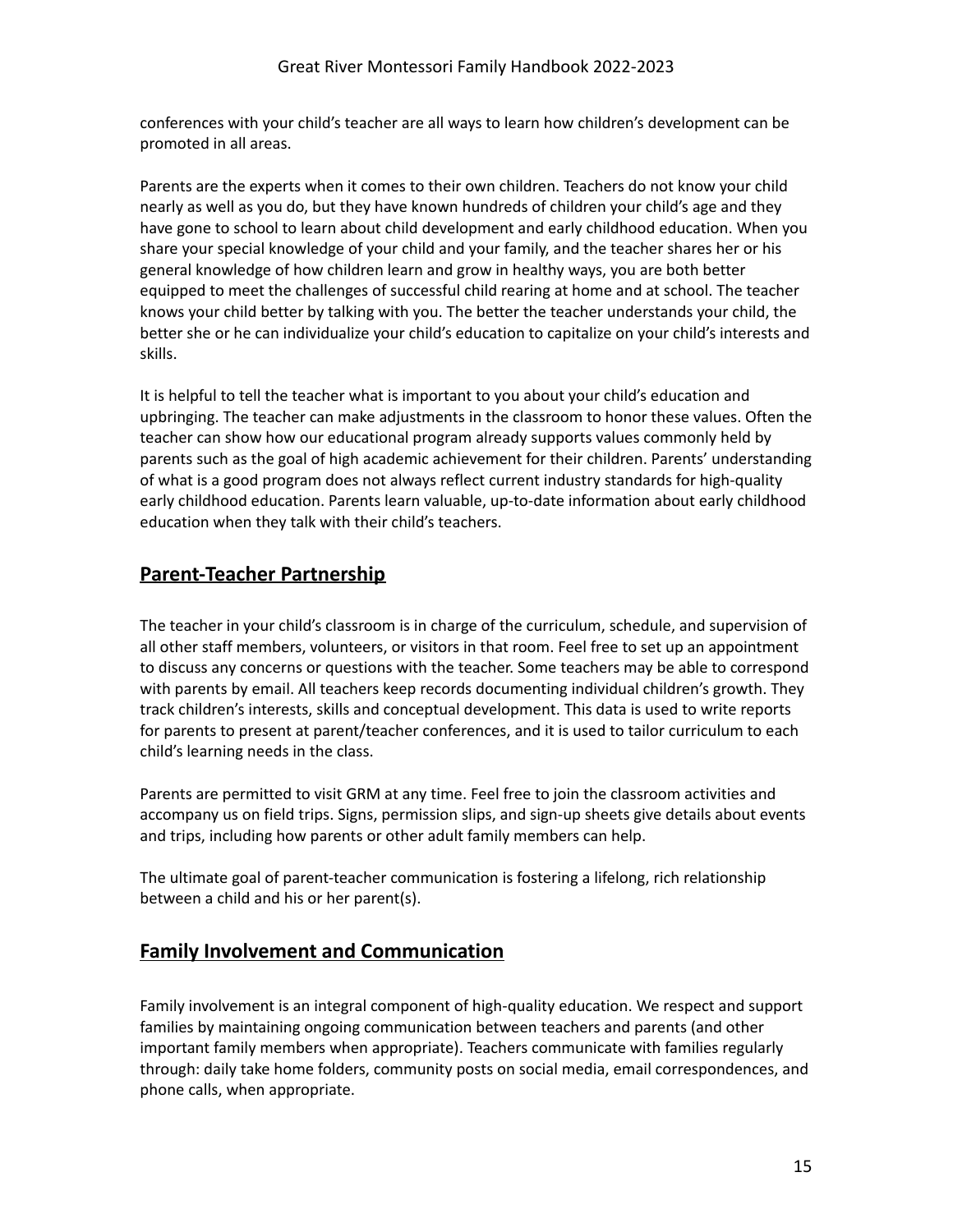conferences with your child's teacher are all ways to learn how children's development can be promoted in all areas.

Parents are the experts when it comes to their own children. Teachers do not know your child nearly as well as you do, but they have known hundreds of children your child's age and they have gone to school to learn about child development and early childhood education. When you share your special knowledge of your child and your family, and the teacher shares her or his general knowledge of how children learn and grow in healthy ways, you are both better equipped to meet the challenges of successful child rearing at home and at school. The teacher knows your child better by talking with you. The better the teacher understands your child, the better she or he can individualize your child's education to capitalize on your child's interests and skills.

It is helpful to tell the teacher what is important to you about your child's education and upbringing. The teacher can make adjustments in the classroom to honor these values. Often the teacher can show how our educational program already supports values commonly held by parents such as the goal of high academic achievement for their children. Parents' understanding of what is a good program does not always reflect current industry standards for high-quality early childhood education. Parents learn valuable, up-to-date information about early childhood education when they talk with their child's teachers.

## Parent-Teacher Partnership

The teacher in your child's classroom is in charge of the curriculum, schedule, and supervision of all other staff members, volunteers, or visitors in that room. Feel free to set up an appointment to discuss any concerns or questions with the teacher. Some teachers may be able to correspond with parents by email. All teachers keep records documenting individual children's growth. They track children's interests, skills and conceptual development. This data is used to write reports for parents to present at parent/teacher conferences, and it is used to tailor curriculum to each child's learning needs in the class.

Parents are permitted to visit GRM at any time. Feel free to join the classroom activities and accompany us on field trips. Signs, permission slips, and sign-up sheets give details about events and trips, including how parents or other adult family members can help.

The ultimate goal of parent-teacher communication is fostering a lifelong, rich relationship between a child and his or her parent(s).

## Family Involvement and Communication

Family involvement is an integral component of high-quality education. We respect and support families by maintaining ongoing communication between teachers and parents (and other important family members when appropriate). Teachers communicate with families regularly through: daily take home folders, community posts on social media, email correspondences, and phone calls, when appropriate.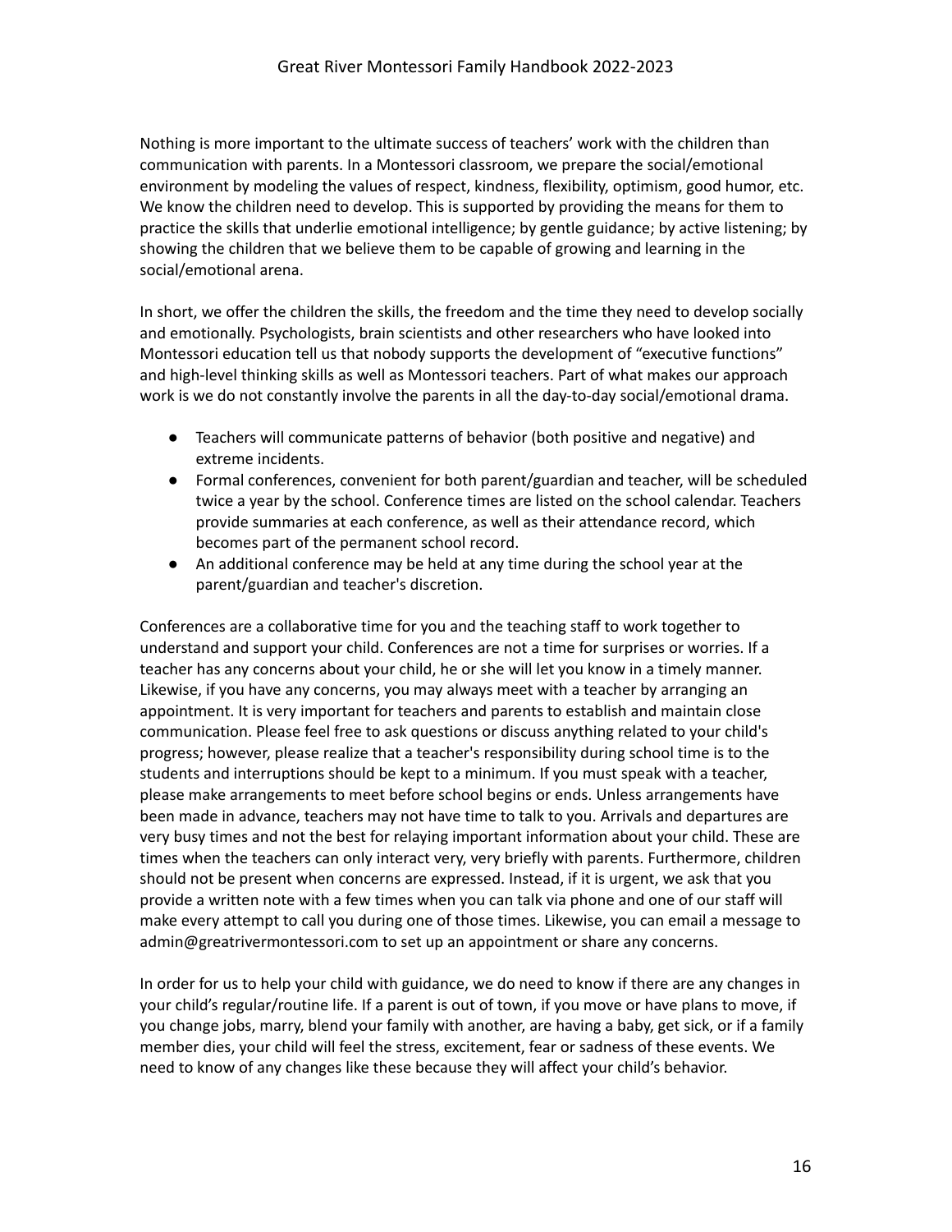Nothing is more important to the ultimate success of teachers' work with the children than communication with parents. In a Montessori classroom, we prepare the social/emotional environment by modeling the values of respect, kindness, flexibility, optimism, good humor, etc. We know the children need to develop. This is supported by providing the means for them to practice the skills that underlie emotional intelligence; by gentle guidance; by active listening; by showing the children that we believe them to be capable of growing and learning in the social/emotional arena.

In short, we offer the children the skills, the freedom and the time they need to develop socially and emotionally. Psychologists, brain scientists and other researchers who have looked into Montessori education tell us that nobody supports the development of "executive functions" and high-level thinking skills as well as Montessori teachers. Part of what makes our approach work is we do not constantly involve the parents in all the day-to-day social/emotional drama.

- Teachers will communicate patterns of behavior (both positive and negative) and extreme incidents.
- Formal conferences, convenient for both parent/guardian and teacher, will be scheduled twice a year by the school. Conference times are listed on the school calendar. Teachers provide summaries at each conference, as well as their attendance record, which becomes part of the permanent school record.
- An additional conference may be held at any time during the school year at the parent/guardian and teacher's discretion.

Conferences are a collaborative time for you and the teaching staff to work together to understand and support your child. Conferences are not a time for surprises or worries. If a teacher has any concerns about your child, he or she will let you know in a timely manner. Likewise, if you have any concerns, you may always meet with a teacher by arranging an appointment. It is very important for teachers and parents to establish and maintain close communication. Please feel free to ask questions or discuss anything related to your child's progress; however, please realize that a teacher's responsibility during school time is to the students and interruptions should be kept to a minimum. If you must speak with a teacher, please make arrangements to meet before school begins or ends. Unless arrangements have been made in advance, teachers may not have time to talk to you. Arrivals and departures are very busy times and not the best for relaying important information about your child. These are times when the teachers can only interact very, very briefly with parents. Furthermore, children should not be present when concerns are expressed. Instead, if it is urgent, we ask that you provide a written note with a few times when you can talk via phone and one of our staff will make every attempt to call you during one of those times. Likewise, you can email a message to admin@greatrivermontessori.com to set up an appointment or share any concerns.

In order for us to help your child with guidance, we do need to know if there are any changes in your child's regular/routine life. If a parent is out of town, if you move or have plans to move, if you change jobs, marry, blend your family with another, are having a baby, get sick, or if a family member dies, your child will feel the stress, excitement, fear or sadness of these events. We need to know of any changes like these because they will affect your child's behavior.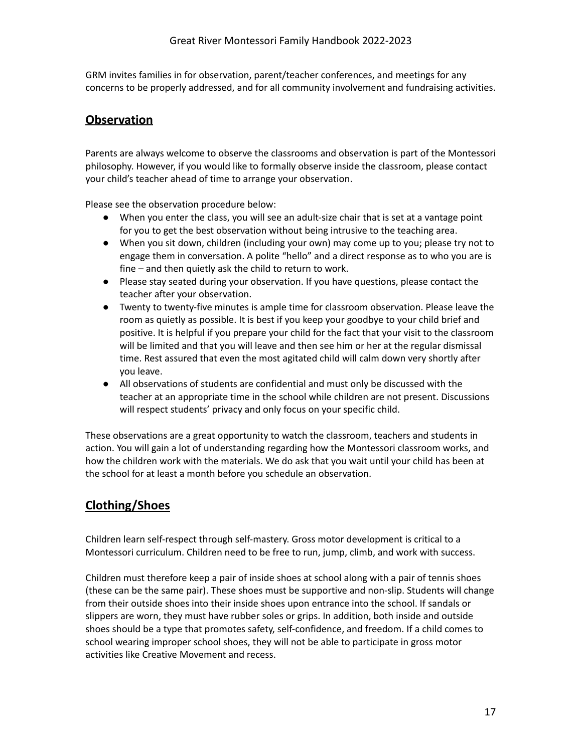GRM invites families in for observation, parent/teacher conferences, and meetings for any concerns to be properly addressed, and for all community involvement and fundraising activities.

## Observation

Parents are always welcome to observe the classrooms and observation is part of the Montessori philosophy. However, if you would like to formally observe inside the classroom, please contact your child's teacher ahead of time to arrange your observation.

Please see the observation procedure below:

- When you enter the class, you will see an adult-size chair that is set at a vantage point for you to get the best observation without being intrusive to the teaching area.
- When you sit down, children (including your own) may come up to you; please try not to engage them in conversation. A polite "hello" and a direct response as to who you are is fine – and then quietly ask the child to return to work.
- Please stay seated during your observation. If you have questions, please contact the teacher after your observation.
- Twenty to twenty-five minutes is ample time for classroom observation. Please leave the room as quietly as possible. It is best if you keep your goodbye to your child brief and positive. It is helpful if you prepare your child for the fact that your visit to the classroom will be limited and that you will leave and then see him or her at the regular dismissal time. Rest assured that even the most agitated child will calm down very shortly after you leave.
- All observations of students are confidential and must only be discussed with the teacher at an appropriate time in the school while children are not present. Discussions will respect students' privacy and only focus on your specific child.

These observations are a great opportunity to watch the classroom, teachers and students in action. You will gain a lot of understanding regarding how the Montessori classroom works, and how the children work with the materials. We do ask that you wait until your child has been at the school for at least a month before you schedule an observation.

## Clothing/Shoes

Children learn self-respect through self-mastery. Gross motor development is critical to a Montessori curriculum. Children need to be free to run, jump, climb, and work with success.

Children must therefore keep a pair of inside shoes at school along with a pair of tennis shoes (these can be the same pair). These shoes must be supportive and non-slip. Students will change from their outside shoes into their inside shoes upon entrance into the school. If sandals or slippers are worn, they must have rubber soles or grips. In addition, both inside and outside shoes should be a type that promotes safety, self-confidence, and freedom. If a child comes to school wearing improper school shoes, they will not be able to participate in gross motor activities like Creative Movement and recess.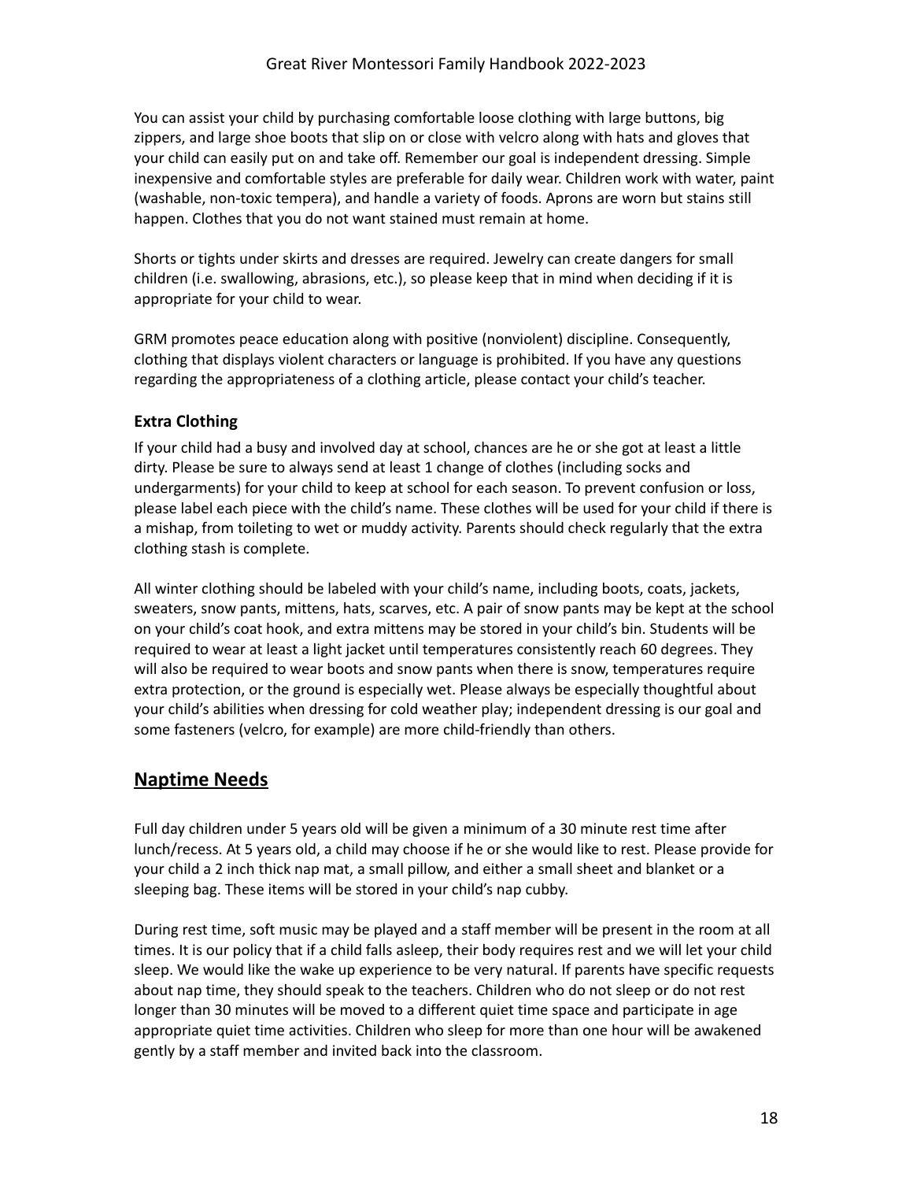You can assist your child by purchasing comfortable loose clothing with large buttons, big zippers, and large shoe boots that slip on or close with velcro along with hats and gloves that your child can easily put on and take off. Remember our goal is independent dressing. Simple inexpensive and comfortable styles are preferable for daily wear. Children work with water, paint (washable, non-toxic tempera), and handle a variety of foods. Aprons are worn but stains still happen. Clothes that you do not want stained must remain at home.

Shorts or tights under skirts and dresses are required. Jewelry can create dangers for small children (i.e. swallowing, abrasions, etc.), so please keep that in mind when deciding if it is appropriate for your child to wear.

GRM promotes peace education along with positive (nonviolent) discipline. Consequently, clothing that displays violent characters or language is prohibited. If you have any questions regarding the appropriateness of a clothing article, please contact your child's teacher.

### Extra Clothing

If your child had a busy and involved day at school, chances are he or she got at least a little dirty. Please be sure to always send at least 1 change of clothes (including socks and undergarments) for your child to keep at school for each season. To prevent confusion or loss, please label each piece with the child's name. These clothes will be used for your child if there is a mishap, from toileting to wet or muddy activity. Parents should check regularly that the extra clothing stash is complete.

All winter clothing should be labeled with your child's name, including boots, coats, jackets, sweaters, snow pants, mittens, hats, scarves, etc. A pair of snow pants may be kept at the school on your child's coat hook, and extra mittens may be stored in your child's bin. Students will be required to wear at least a light jacket until temperatures consistently reach 60 degrees. They will also be required to wear boots and snow pants when there is snow, temperatures require extra protection, or the ground is especially wet. Please always be especially thoughtful about your child's abilities when dressing for cold weather play; independent dressing is our goal and some fasteners (velcro, for example) are more child-friendly than others.

## Naptime Needs

Full day children under 5 years old will be given a minimum of a 30 minute rest time after lunch/recess. At 5 years old, a child may choose if he or she would like to rest. Please provide for your child a 2 inch thick nap mat, a small pillow, and either a small sheet and blanket or a sleeping bag. These items will be stored in your child's nap cubby.

During rest time, soft music may be played and a staff member will be present in the room at all times. It is our policy that if a child falls asleep, their body requires rest and we will let your child sleep. We would like the wake up experience to be very natural. If parents have specific requests about nap time, they should speak to the teachers. Children who do not sleep or do not rest longer than 30 minutes will be moved to a different quiet time space and participate in age appropriate quiet time activities. Children who sleep for more than one hour will be awakened gently by a staff member and invited back into the classroom.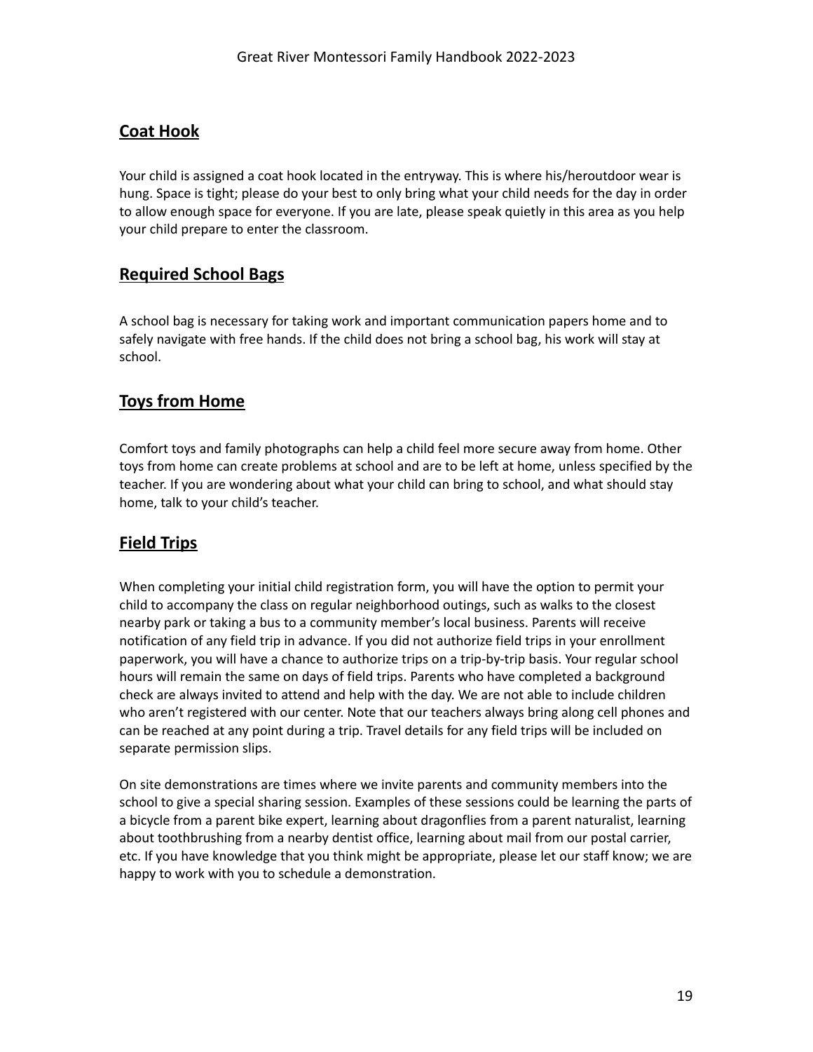## Coat Hook

Your child is assigned a coat hook located in the entryway. This is where his/heroutdoor wear is hung. Space is tight; please do your best to only bring what your child needs for the day in order to allow enough space for everyone. If you are late, please speak quietly in this area as you help your child prepare to enter the classroom.

## Required School Bags

A school bag is necessary for taking work and important communication papers home and to safely navigate with free hands. If the child does not bring a school bag, his work will stay at school.

## Toys from Home

Comfort toys and family photographs can help a child feel more secure away from home. Other toys from home can create problems at school and are to be left at home, unless specified by the teacher. If you are wondering about what your child can bring to school, and what should stay home, talk to your child's teacher.

## Field Trips

When completing your initial child registration form, you will have the option to permit your child to accompany the class on regular neighborhood outings, such as walks to the closest nearby park or taking a bus to a community member's local business. Parents will receive notification of any field trip in advance. If you did not authorize field trips in your enrollment paperwork, you will have a chance to authorize trips on a trip-by-trip basis. Your regular school hours will remain the same on days of field trips. Parents who have completed a background check are always invited to attend and help with the day. We are not able to include children who aren't registered with our center. Note that our teachers always bring along cell phones and can be reached at any point during a trip. Travel details for any field trips will be included on separate permission slips.

On site demonstrations are times where we invite parents and community members into the school to give a special sharing session. Examples of these sessions could be learning the parts of a bicycle from a parent bike expert, learning about dragonflies from a parent naturalist, learning about toothbrushing from a nearby dentist office, learning about mail from our postal carrier, etc. If you have knowledge that you think might be appropriate, please let our staff know; we are happy to work with you to schedule a demonstration.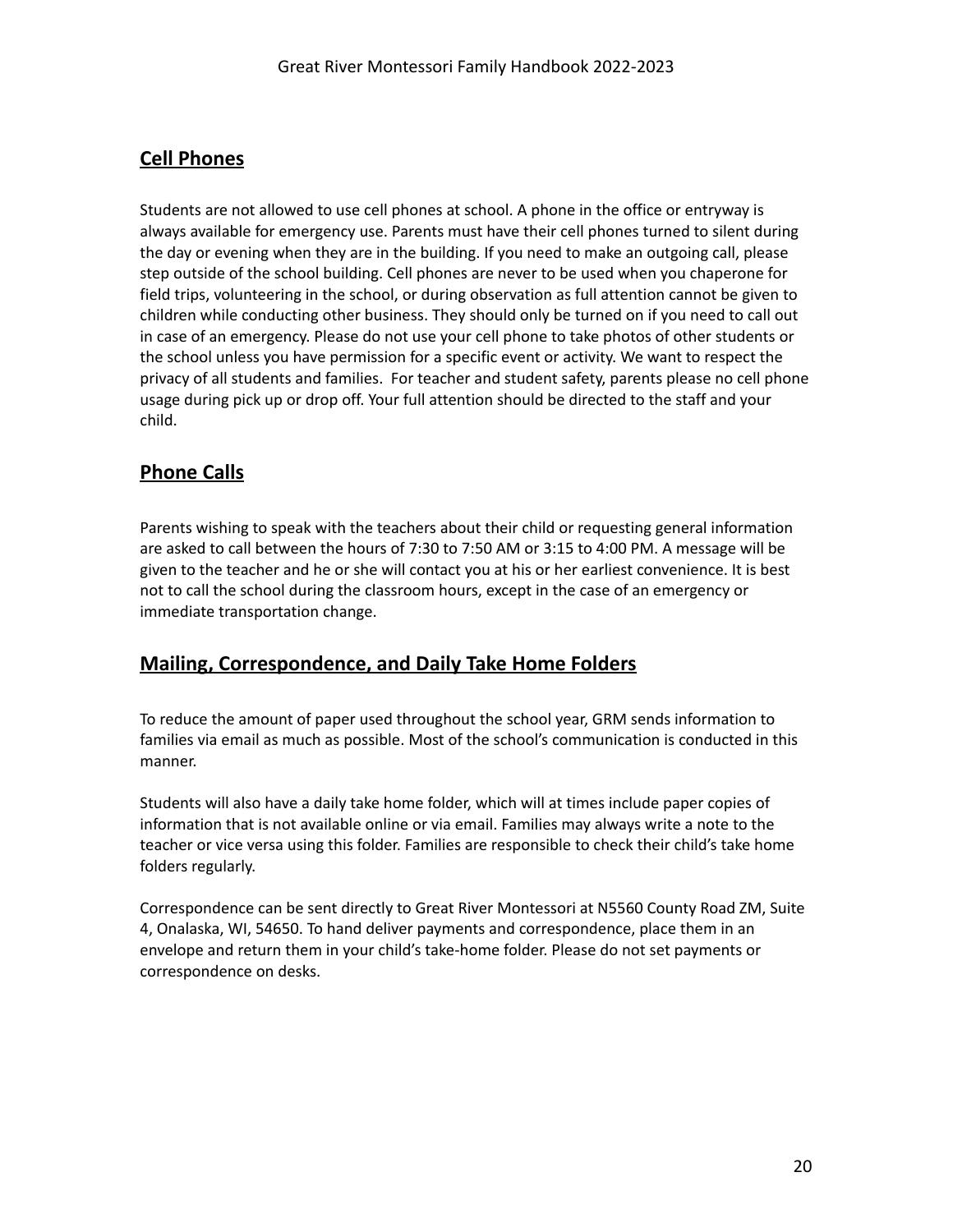## Cell Phones

Students are not allowed to use cell phones at school. A phone in the office or entryway is always available for emergency use. Parents must have their cell phones turned to silent during the day or evening when they are in the building. If you need to make an outgoing call, please step outside of the school building. Cell phones are never to be used when you chaperone for field trips, volunteering in the school, or during observation as full attention cannot be given to children while conducting other business. They should only be turned on if you need to call out in case of an emergency. Please do not use your cell phone to take photos of other students or the school unless you have permission for a specific event or activity. We want to respect the privacy of all students and families. For teacher and student safety, parents please no cell phone usage during pick up or drop off. Your full attention should be directed to the staff and your child.

## Phone Calls

Parents wishing to speak with the teachers about their child or requesting general information are asked to call between the hours of 7:30 to 7:50 AM or 3:15 to 4:00 PM. A message will be given to the teacher and he or she will contact you at his or her earliest convenience. It is best not to call the school during the classroom hours, except in the case of an emergency or immediate transportation change.

## Mailing, Correspondence, and Daily Take Home Folders

To reduce the amount of paper used throughout the school year, GRM sends information to families via email as much as possible. Most of the school's communication is conducted in this manner.

Students will also have a daily take home folder, which will at times include paper copies of information that is not available online or via email. Families may always write a note to the teacher or vice versa using this folder. Families are responsible to check their child's take home folders regularly.

Correspondence can be sent directly to Great River Montessori at N5560 County Road ZM, Suite 4, Onalaska, WI, 54650. To hand deliver payments and correspondence, place them in an envelope and return them in your child's take-home folder. Please do not set payments or correspondence on desks.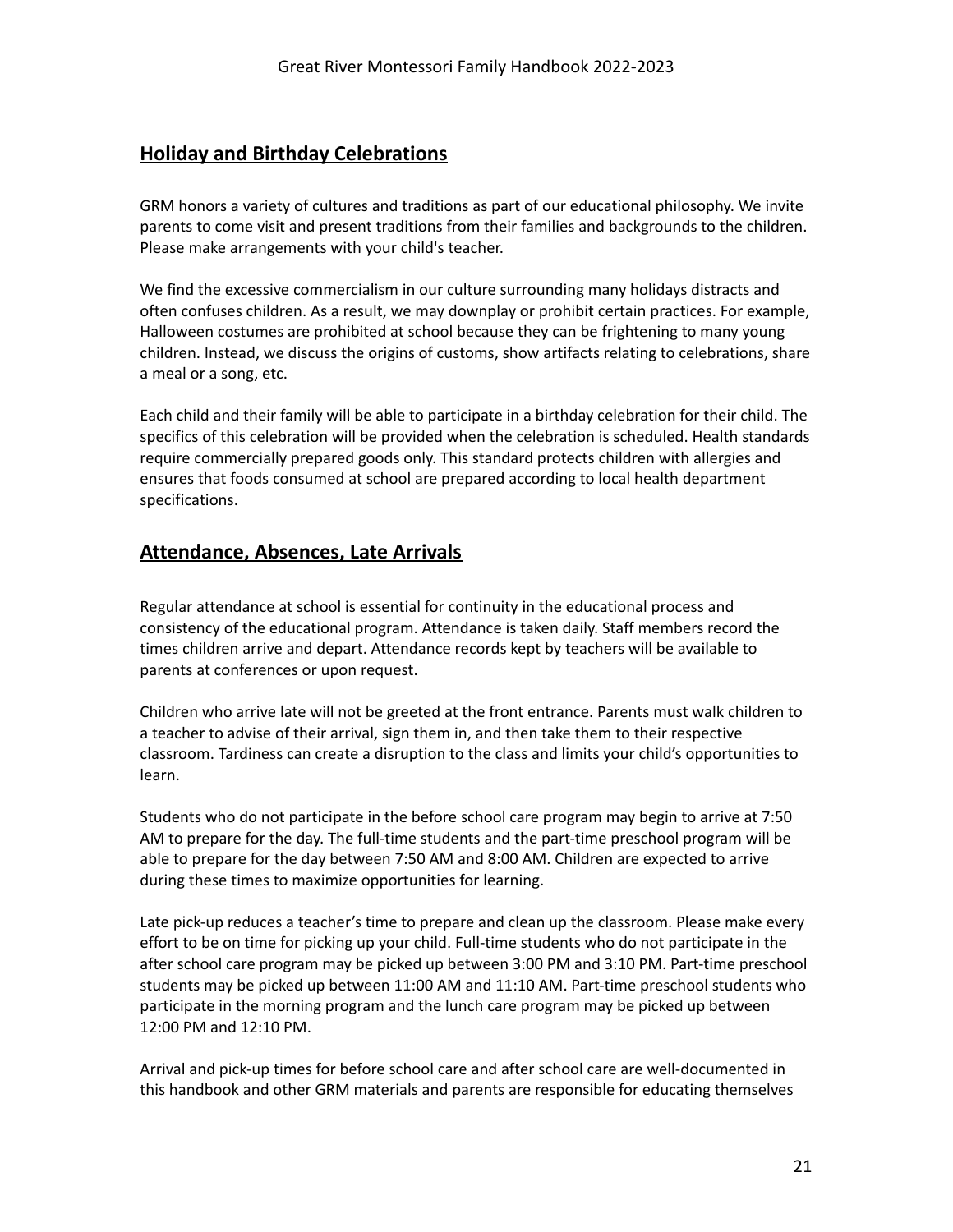## Holiday and Birthday Celebrations

GRM honors a variety of cultures and traditions as part of our educational philosophy. We invite parents to come visit and present traditions from their families and backgrounds to the children. Please make arrangements with your child's teacher.

We find the excessive commercialism in our culture surrounding many holidays distracts and often confuses children. As a result, we may downplay or prohibit certain practices. For example, Halloween costumes are prohibited at school because they can be frightening to many young children. Instead, we discuss the origins of customs, show artifacts relating to celebrations, share a meal or a song, etc.

Each child and their family will be able to participate in a birthday celebration for their child. The specifics of this celebration will be provided when the celebration is scheduled. Health standards require commercially prepared goods only. This standard protects children with allergies and ensures that foods consumed at school are prepared according to local health department specifications.

## Attendance, Absences, Late Arrivals

Regular attendance at school is essential for continuity in the educational process and consistency of the educational program. Attendance is taken daily. Staff members record the times children arrive and depart. Attendance records kept by teachers will be available to parents at conferences or upon request.

Children who arrive late will not be greeted at the front entrance. Parents must walk children to a teacher to advise of their arrival, sign them in, and then take them to their respective classroom. Tardiness can create a disruption to the class and limits your child's opportunities to learn.

Students who do not participate in the before school care program may begin to arrive at 7:50 AM to prepare for the day. The full-time students and the part-time preschool program will be able to prepare for the day between 7:50 AM and 8:00 AM. Children are expected to arrive during these times to maximize opportunities for learning.

Late pick-up reduces a teacher's time to prepare and clean up the classroom. Please make every effort to be on time for picking up your child. Full-time students who do not participate in the after school care program may be picked up between 3:00 PM and 3:10 PM. Part-time preschool students may be picked up between 11:00 AM and 11:10 AM. Part-time preschool students who participate in the morning program and the lunch care program may be picked up between 12:00 PM and 12:10 PM.

Arrival and pick-up times for before school care and after school care are well-documented in this handbook and other GRM materials and parents are responsible for educating themselves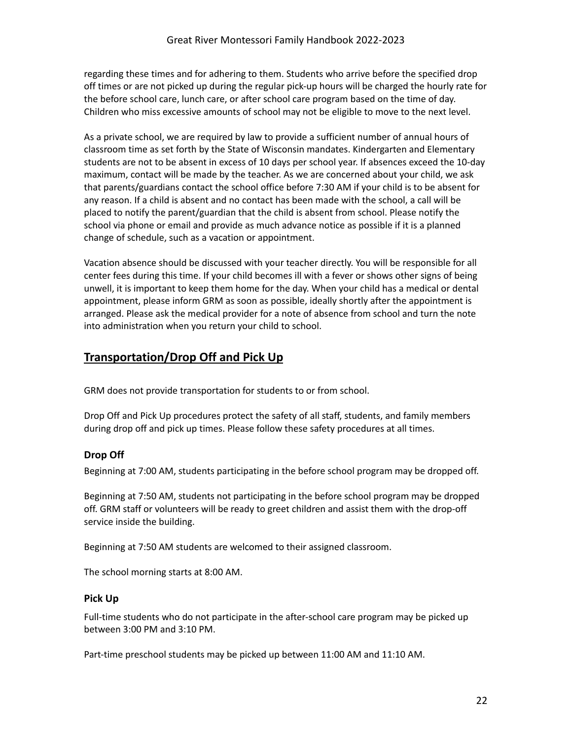regarding these times and for adhering to them. Students who arrive before the specified drop off times or are not picked up during the regular pick-up hours will be charged the hourly rate for the before school care, lunch care, or after school care program based on the time of day. Children who miss excessive amounts of school may not be eligible to move to the next level.

As a private school, we are required by law to provide a sufficient number of annual hours of classroom time as set forth by the State of Wisconsin mandates. Kindergarten and Elementary students are not to be absent in excess of 10 days per school year. If absences exceed the 10-day maximum, contact will be made by the teacher. As we are concerned about your child, we ask that parents/guardians contact the school office before 7:30 AM if your child is to be absent for any reason. If a child is absent and no contact has been made with the school, a call will be placed to notify the parent/guardian that the child is absent from school. Please notify the school via phone or email and provide as much advance notice as possible if it is a planned change of schedule, such as a vacation or appointment.

Vacation absence should be discussed with your teacher directly. You will be responsible for all center fees during this time. If your child becomes ill with a fever or shows other signs of being unwell, it is important to keep them home for the day. When your child has a medical or dental appointment, please inform GRM as soon as possible, ideally shortly after the appointment is arranged. Please ask the medical provider for a note of absence from school and turn the note into administration when you return your child to school.

## Transportation/Drop Off and Pick Up

GRM does not provide transportation for students to or from school.

Drop Off and Pick Up procedures protect the safety of all staff, students, and family members during drop off and pick up times. Please follow these safety procedures at all times.

### Drop Off

Beginning at 7:00 AM, students participating in the before school program may be dropped off.

Beginning at 7:50 AM, students not participating in the before school program may be dropped off. GRM staff or volunteers will be ready to greet children and assist them with the drop-off service inside the building.

Beginning at 7:50 AM students are welcomed to their assigned classroom.

The school morning starts at 8:00 AM.

### Pick Up

Full-time students who do not participate in the after-school care program may be picked up between 3:00 PM and 3:10 PM.

Part-time preschool students may be picked up between 11:00 AM and 11:10 AM.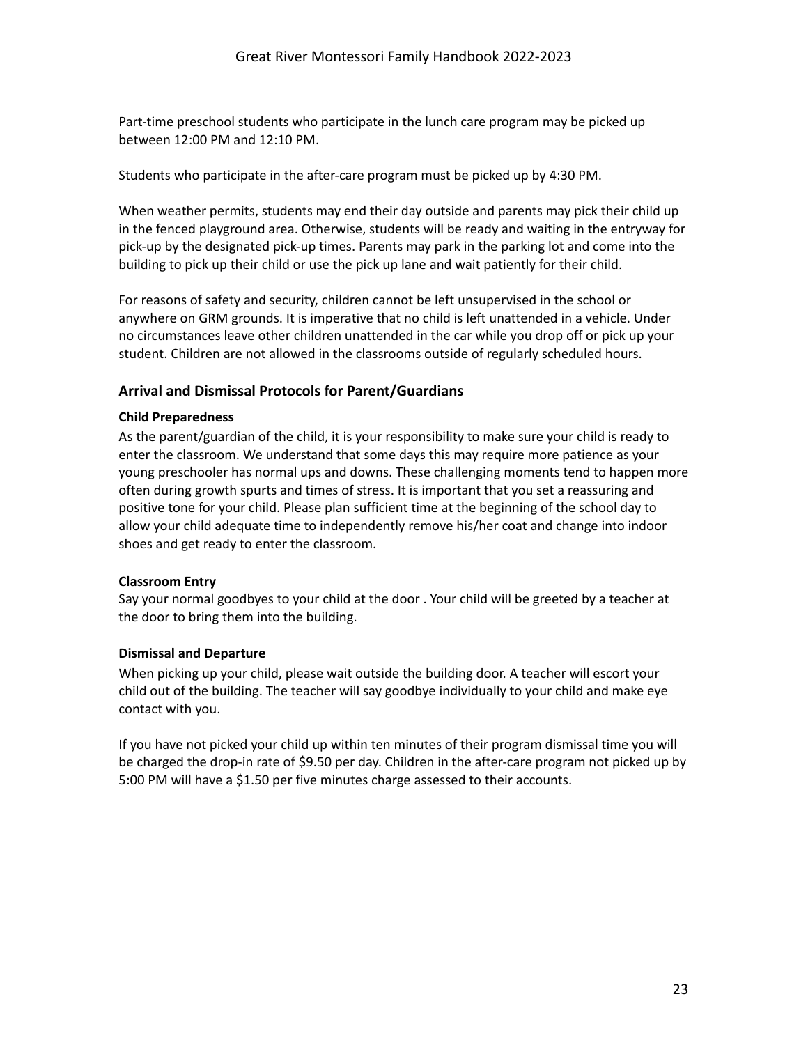Part-time preschool students who participate in the lunch care program may be picked up between 12:00 PM and 12:10 PM.

Students who participate in the after-care program must be picked up by 4:30 PM.

When weather permits, students may end their day outside and parents may pick their child up in the fenced playground area. Otherwise, students will be ready and waiting in the entryway for pick-up by the designated pick-up times. Parents may park in the parking lot and come into the building to pick up their child or use the pick up lane and wait patiently for their child.

For reasons of safety and security, children cannot be left unsupervised in the school or anywhere on GRM grounds. It is imperative that no child is left unattended in a vehicle. Under no circumstances leave other children unattended in the car while you drop off or pick up your student. Children are not allowed in the classrooms outside of regularly scheduled hours.

### Arrival and Dismissal Protocols for Parent/Guardians

#### Child Preparedness

As the parent/guardian of the child, it is your responsibility to make sure your child is ready to enter the classroom. We understand that some days this may require more patience as your young preschooler has normal ups and downs. These challenging moments tend to happen more often during growth spurts and times of stress. It is important that you set a reassuring and positive tone for your child. Please plan sufficient time at the beginning of the school day to allow your child adequate time to independently remove his/her coat and change into indoor shoes and get ready to enter the classroom.

#### Classroom Entry

Say your normal goodbyes to your child at the door . Your child will be greeted by a teacher at the door to bring them into the building.

#### Dismissal and Departure

When picking up your child, please wait outside the building door. A teacher will escort your child out of the building. The teacher will say goodbye individually to your child and make eye contact with you.

If you have not picked your child up within ten minutes of their program dismissal time you will be charged the drop-in rate of $9.50 per day. Children in the after-care program not picked up by 5:00 PM will have a $1.50 per five minutes charge assessed to their accounts.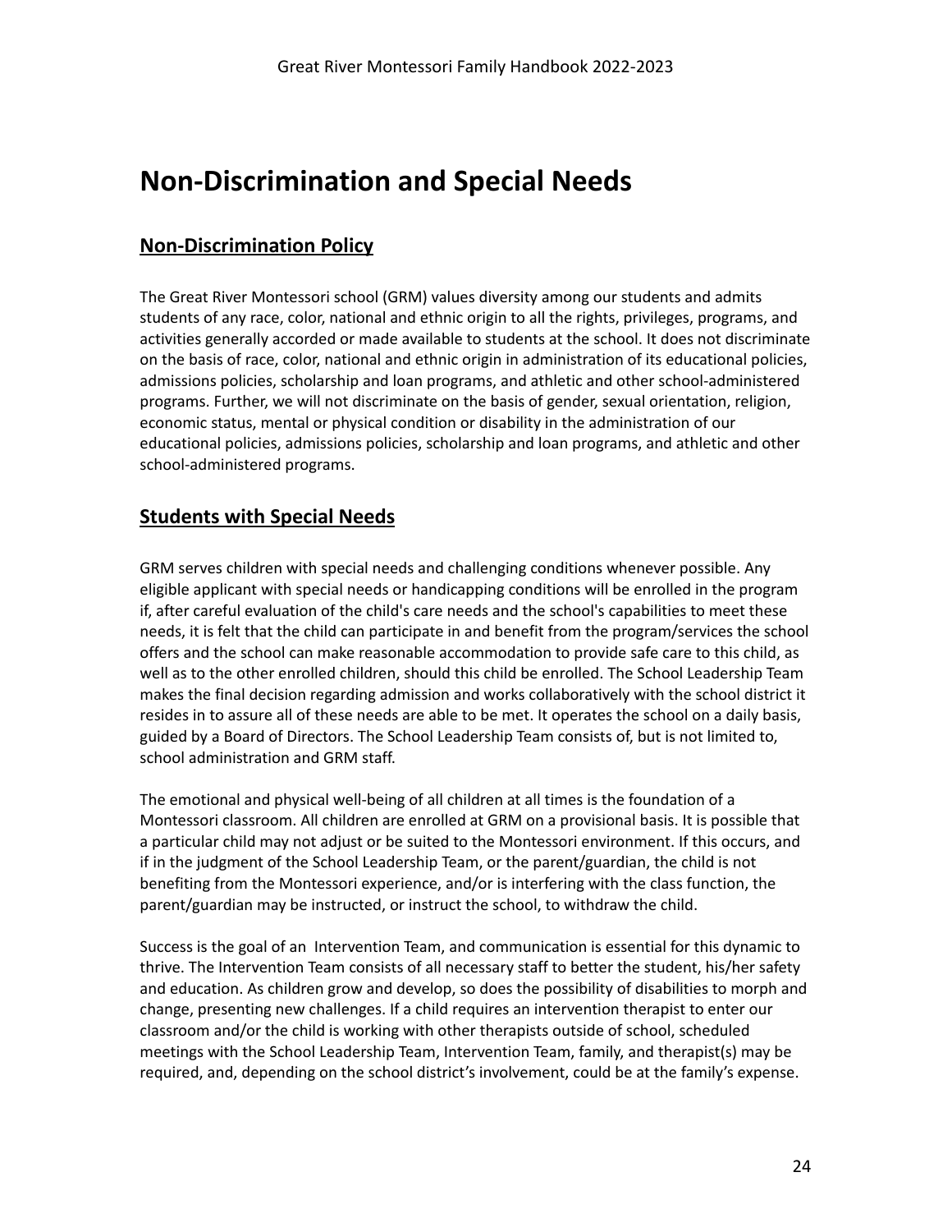# Non-Discrimination and Special Needs

## Non-Discrimination Policy

The Great River Montessori school (GRM) values diversity among our students and admits students of any race, color, national and ethnic origin to all the rights, privileges, programs, and activities generally accorded or made available to students at the school. It does not discriminate on the basis of race, color, national and ethnic origin in administration of its educational policies, admissions policies, scholarship and loan programs, and athletic and other school-administered programs. Further, we will not discriminate on the basis of gender, sexual orientation, religion, economic status, mental or physical condition or disability in the administration of our educational policies, admissions policies, scholarship and loan programs, and athletic and other school-administered programs.

## Students with Special Needs

GRM serves children with special needs and challenging conditions whenever possible. Any eligible applicant with special needs or handicapping conditions will be enrolled in the program if, after careful evaluation of the child's care needs and the school's capabilities to meet these needs, it is felt that the child can participate in and benefit from the program/services the school offers and the school can make reasonable accommodation to provide safe care to this child, as well as to the other enrolled children, should this child be enrolled. The School Leadership Team makes the final decision regarding admission and works collaboratively with the school district it resides in to assure all of these needs are able to be met. It operates the school on a daily basis, guided by a Board of Directors. The School Leadership Team consists of, but is not limited to, school administration and GRM staff.

The emotional and physical well-being of all children at all times is the foundation of a Montessori classroom. All children are enrolled at GRM on a provisional basis. It is possible that a particular child may not adjust or be suited to the Montessori environment. If this occurs, and if in the judgment of the School Leadership Team, or the parent/guardian, the child is not benefiting from the Montessori experience, and/or is interfering with the class function, the parent/guardian may be instructed, or instruct the school, to withdraw the child.

Success is the goal of an Intervention Team, and communication is essential for this dynamic to thrive. The Intervention Team consists of all necessary staff to better the student, his/her safety and education. As children grow and develop, so does the possibility of disabilities to morph and change, presenting new challenges. If a child requires an intervention therapist to enter our classroom and/or the child is working with other therapists outside of school, scheduled meetings with the School Leadership Team, Intervention Team, family, and therapist(s) may be required, and, depending on the school district's involvement, could be at the family's expense.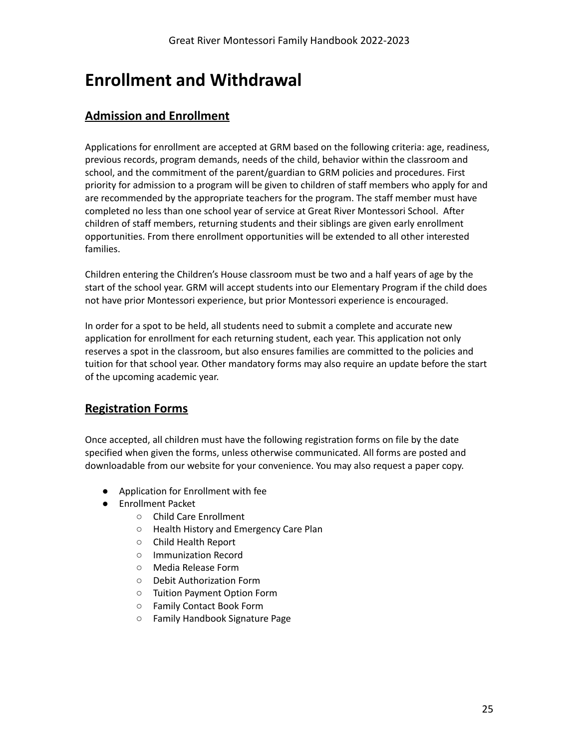# Enrollment and Withdrawal

## Admission and Enrollment

Applications for enrollment are accepted at GRM based on the following criteria: age, readiness, previous records, program demands, needs of the child, behavior within the classroom and school, and the commitment of the parent/guardian to GRM policies and procedures. First priority for admission to a program will be given to children of staff members who apply for and are recommended by the appropriate teachers for the program. The staff member must have completed no less than one school year of service at Great River Montessori School. After children of staff members, returning students and their siblings are given early enrollment opportunities. From there enrollment opportunities will be extended to all other interested families.

Children entering the Children's House classroom must be two and a half years of age by the start of the school year. GRM will accept students into our Elementary Program if the child does not have prior Montessori experience, but prior Montessori experience is encouraged.

In order for a spot to be held, all students need to submit a complete and accurate new application for enrollment for each returning student, each year. This application not only reserves a spot in the classroom, but also ensures families are committed to the policies and tuition for that school year. Other mandatory forms may also require an update before the start of the upcoming academic year.

## Registration Forms

Once accepted, all children must have the following registration forms on file by the date specified when given the forms, unless otherwise communicated. All forms are posted and downloadable from our website for your convenience. You may also request a paper copy.

- Application for Enrollment with fee
- Enrollment Packet
  - Child Care Enrollment
  - Health History and Emergency Care Plan
  - Child Health Report
  - Immunization Record
  - Media Release Form
  - Debit Authorization Form
  - Tuition Payment Option Form
  - Family Contact Book Form
  - Family Handbook Signature Page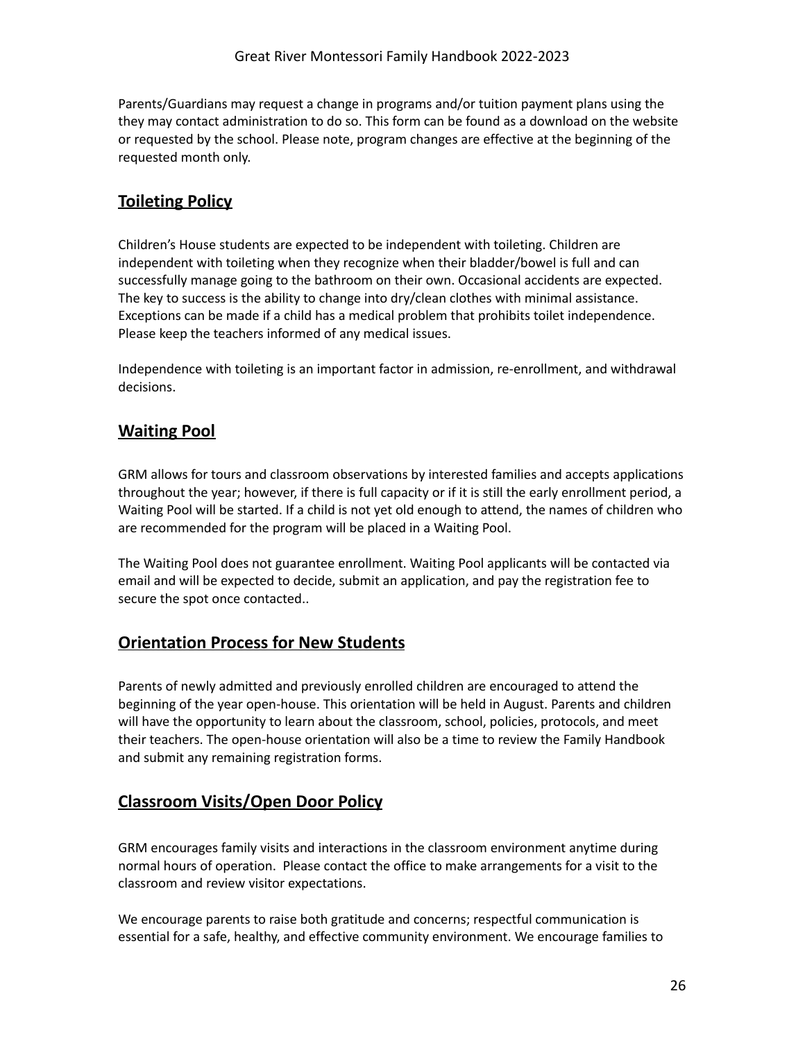Parents/Guardians may request a change in programs and/or tuition payment plans using the they may contact administration to do so. This form can be found as a download on the website or requested by the school. Please note, program changes are effective at the beginning of the requested month only.

## Toileting Policy

Children's House students are expected to be independent with toileting. Children are independent with toileting when they recognize when their bladder/bowel is full and can successfully manage going to the bathroom on their own. Occasional accidents are expected. The key to success is the ability to change into dry/clean clothes with minimal assistance. Exceptions can be made if a child has a medical problem that prohibits toilet independence. Please keep the teachers informed of any medical issues.

Independence with toileting is an important factor in admission, re-enrollment, and withdrawal decisions.

## Waiting Pool

GRM allows for tours and classroom observations by interested families and accepts applications throughout the year; however, if there is full capacity or if it is still the early enrollment period, a Waiting Pool will be started. If a child is not yet old enough to attend, the names of children who are recommended for the program will be placed in a Waiting Pool.

The Waiting Pool does not guarantee enrollment. Waiting Pool applicants will be contacted via email and will be expected to decide, submit an application, and pay the registration fee to secure the spot once contacted..

## Orientation Process for New Students

Parents of newly admitted and previously enrolled children are encouraged to attend the beginning of the year open-house. This orientation will be held in August. Parents and children will have the opportunity to learn about the classroom, school, policies, protocols, and meet their teachers. The open-house orientation will also be a time to review the Family Handbook and submit any remaining registration forms.

## Classroom Visits/Open Door Policy

GRM encourages family visits and interactions in the classroom environment anytime during normal hours of operation. Please contact the office to make arrangements for a visit to the classroom and review visitor expectations.

We encourage parents to raise both gratitude and concerns; respectful communication is essential for a safe, healthy, and effective community environment. We encourage families to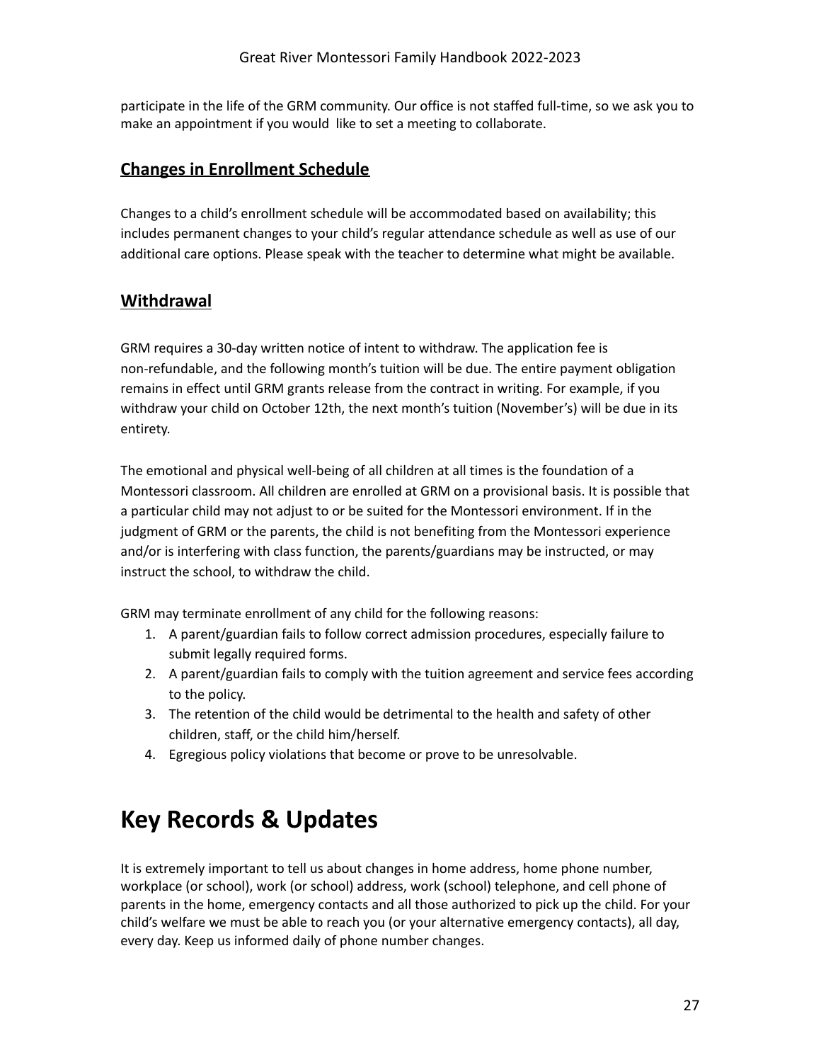participate in the life of the GRM community. Our office is not staffed full-time, so we ask you to make an appointment if you would like to set a meeting to collaborate.

## Changes in Enrollment Schedule

Changes to a child's enrollment schedule will be accommodated based on availability; this includes permanent changes to your child's regular attendance schedule as well as use of our additional care options. Please speak with the teacher to determine what might be available.

## Withdrawal

GRM requires a 30-day written notice of intent to withdraw. The application fee is non-refundable, and the following month's tuition will be due. The entire payment obligation remains in effect until GRM grants release from the contract in writing. For example, if you withdraw your child on October 12th, the next month's tuition (November's) will be due in its entirety.

The emotional and physical well-being of all children at all times is the foundation of a Montessori classroom. All children are enrolled at GRM on a provisional basis. It is possible that a particular child may not adjust to or be suited for the Montessori environment. If in the judgment of GRM or the parents, the child is not benefiting from the Montessori experience and/or is interfering with class function, the parents/guardians may be instructed, or may instruct the school, to withdraw the child.

GRM may terminate enrollment of any child for the following reasons:

1. A parent/guardian fails to follow correct admission procedures, especially failure to submit legally required forms.
2. A parent/guardian fails to comply with the tuition agreement and service fees according to the policy.
3. The retention of the child would be detrimental to the health and safety of other children, staff, or the child him/herself.
4. Egregious policy violations that become or prove to be unresolvable.

# Key Records & Updates

It is extremely important to tell us about changes in home address, home phone number, workplace (or school), work (or school) address, work (school) telephone, and cell phone of parents in the home, emergency contacts and all those authorized to pick up the child. For your child's welfare we must be able to reach you (or your alternative emergency contacts), all day, every day. Keep us informed daily of phone number changes.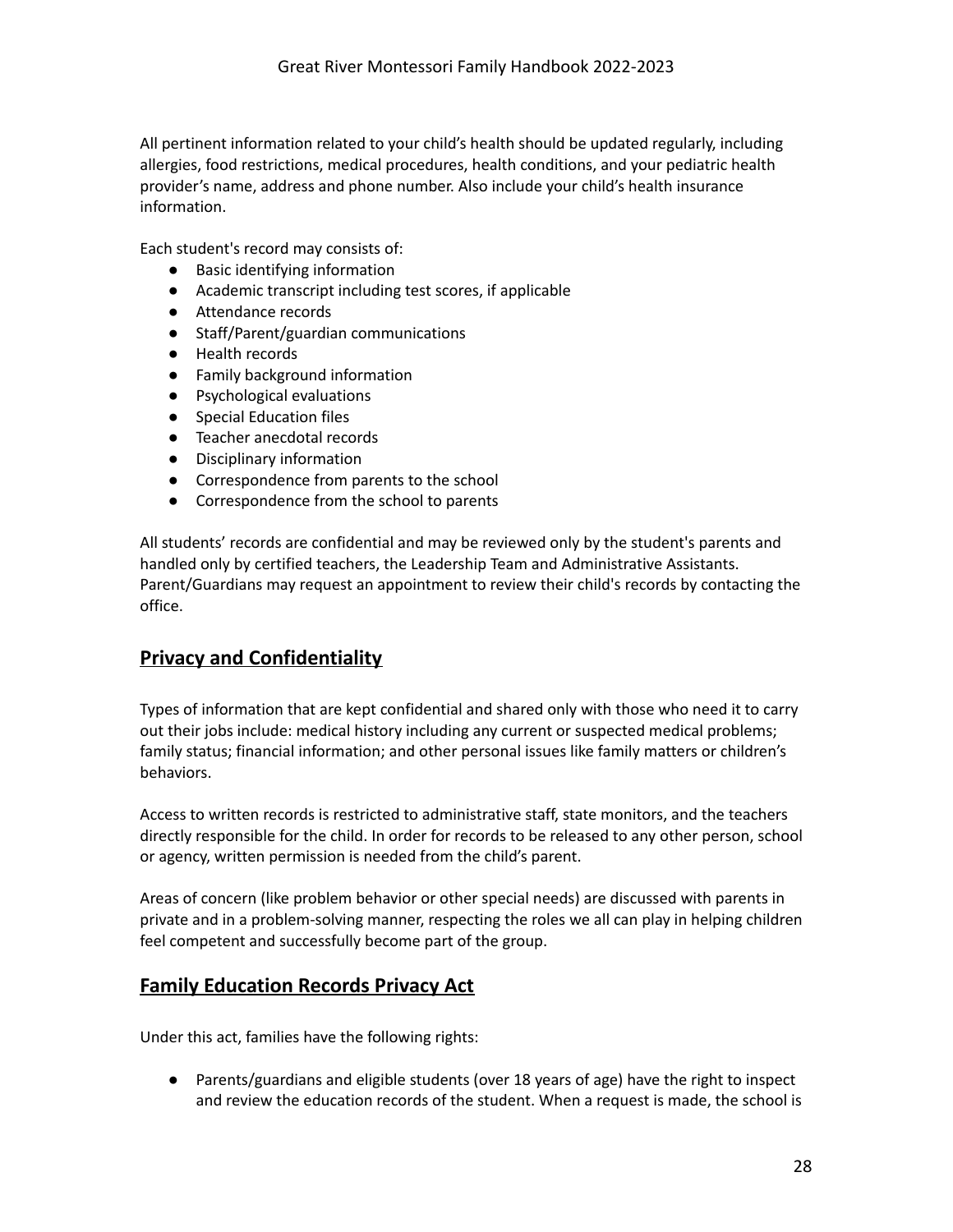All pertinent information related to your child's health should be updated regularly, including allergies, food restrictions, medical procedures, health conditions, and your pediatric health provider's name, address and phone number. Also include your child's health insurance information.

Each student's record may consists of:

- Basic identifying information
- Academic transcript including test scores, if applicable
- Attendance records
- Staff/Parent/guardian communications
- Health records
- Family background information
- Psychological evaluations
- Special Education files
- Teacher anecdotal records
- Disciplinary information
- Correspondence from parents to the school
- Correspondence from the school to parents

All students' records are confidential and may be reviewed only by the student's parents and handled only by certified teachers, the Leadership Team and Administrative Assistants. Parent/Guardians may request an appointment to review their child's records by contacting the office.

## Privacy and Confidentiality

Types of information that are kept confidential and shared only with those who need it to carry out their jobs include: medical history including any current or suspected medical problems; family status; financial information; and other personal issues like family matters or children's behaviors.

Access to written records is restricted to administrative staff, state monitors, and the teachers directly responsible for the child. In order for records to be released to any other person, school or agency, written permission is needed from the child's parent.

Areas of concern (like problem behavior or other special needs) are discussed with parents in private and in a problem-solving manner, respecting the roles we all can play in helping children feel competent and successfully become part of the group.

## Family Education Records Privacy Act

Under this act, families have the following rights:

- Parents/guardians and eligible students (over 18 years of age) have the right to inspect and review the education records of the student. When a request is made, the school is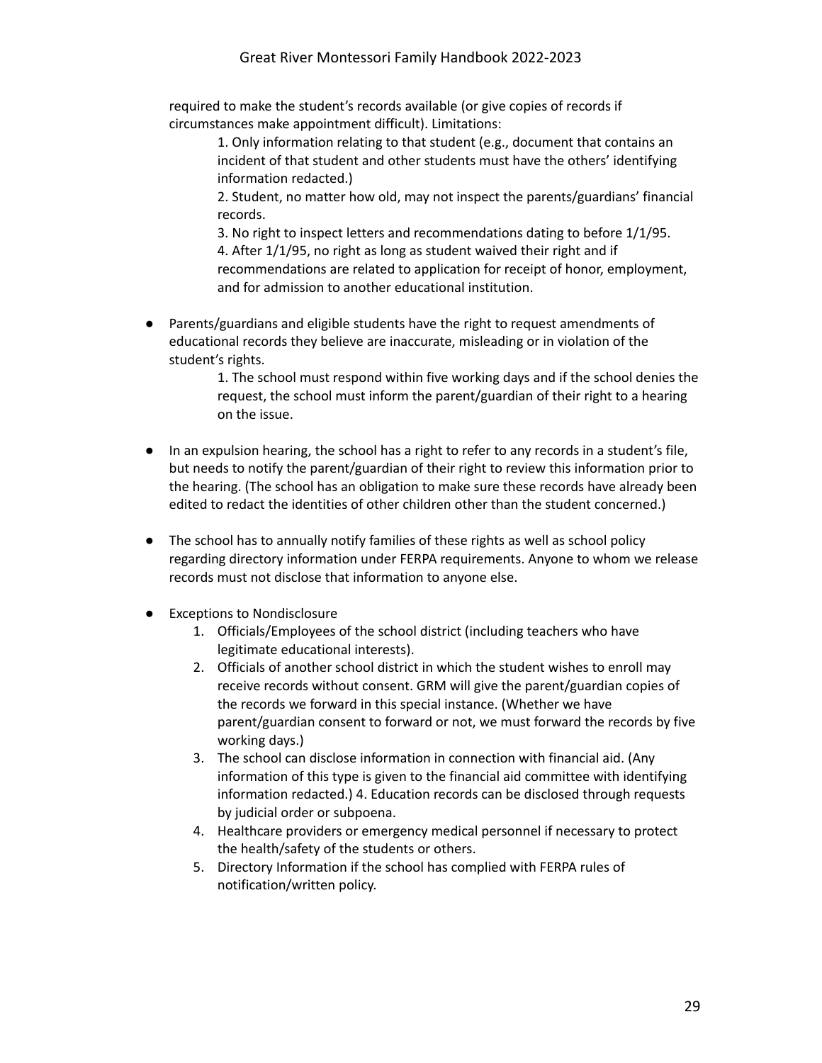required to make the student's records available (or give copies of records if circumstances make appointment difficult). Limitations:

1. Only information relating to that student (e.g., document that contains an incident of that student and other students must have the others' identifying information redacted.)
2. Student, no matter how old, may not inspect the parents/guardians' financial records.
3. No right to inspect letters and recommendations dating to before 1/1/95.
4. After 1/1/95, no right as long as student waived their right and if recommendations are related to application for receipt of honor, employment, and for admission to another educational institution.

- Parents/guardians and eligible students have the right to request amendments of educational records they believe are inaccurate, misleading or in violation of the student's rights.

    1. The school must respond within five working days and if the school denies the request, the school must inform the parent/guardian of their right to a hearing on the issue.

- In an expulsion hearing, the school has a right to refer to any records in a student's file, but needs to notify the parent/guardian of their right to review this information prior to the hearing. (The school has an obligation to make sure these records have already been edited to redact the identities of other children other than the student concerned.)

- The school has to annually notify families of these rights as well as school policy regarding directory information under FERPA requirements. Anyone to whom we release records must not disclose that information to anyone else.

- Exceptions to Nondisclosure
    1. Officials/Employees of the school district (including teachers who have legitimate educational interests).
    2. Officials of another school district in which the student wishes to enroll may receive records without consent. GRM will give the parent/guardian copies of the records we forward in this special instance. (Whether we have parent/guardian consent to forward or not, we must forward the records by five working days.)
    3. The school can disclose information in connection with financial aid. (Any information of this type is given to the financial aid committee with identifying information redacted.) 4. Education records can be disclosed through requests by judicial order or subpoena.
    4. Healthcare providers or emergency medical personnel if necessary to protect the health/safety of the students or others.
    5. Directory Information if the school has complied with FERPA rules of notification/written policy.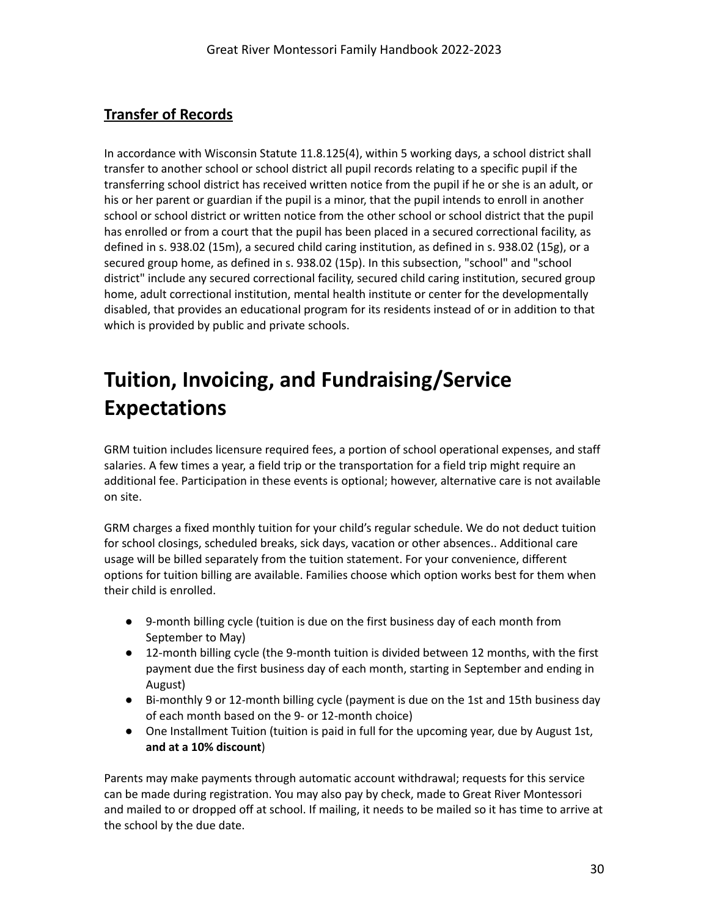## **Transfer of Records**

In accordance with Wisconsin Statute 11.8.125(4), within 5 working days, a school district shall transfer to another school or school district all pupil records relating to a specific pupil if the transferring school district has received written notice from the pupil if he or she is an adult, or his or her parent or guardian if the pupil is a minor, that the pupil intends to enroll in another school or school district or written notice from the other school or school district that the pupil has enrolled or from a court that the pupil has been placed in a secured correctional facility, as defined in s. 938.02 (15m), a secured child caring institution, as defined in s. 938.02 (15g), or a secured group home, as defined in s. 938.02 (15p). In this subsection, "school" and "school district" include any secured correctional facility, secured child caring institution, secured group home, adult correctional institution, mental health institute or center for the developmentally disabled, that provides an educational program for its residents instead of or in addition to that which is provided by public and private schools.

# Tuition, Invoicing, and Fundraising/Service Expectations

GRM tuition includes licensure required fees, a portion of school operational expenses, and staff salaries. A few times a year, a field trip or the transportation for a field trip might require an additional fee. Participation in these events is optional; however, alternative care is not available on site.

GRM charges a fixed monthly tuition for your child's regular schedule. We do not deduct tuition for school closings, scheduled breaks, sick days, vacation or other absences.. Additional care usage will be billed separately from the tuition statement. For your convenience, different options for tuition billing are available. Families choose which option works best for them when their child is enrolled.

- 9-month billing cycle (tuition is due on the first business day of each month from September to May)
- 12-month billing cycle (the 9-month tuition is divided between 12 months, with the first payment due the first business day of each month, starting in September and ending in August)
- Bi-monthly 9 or 12-month billing cycle (payment is due on the 1st and 15th business day of each month based on the 9- or 12-month choice)
- One Installment Tuition (tuition is paid in full for the upcoming year, due by August 1st, **and at a 10% discount**)

Parents may make payments through automatic account withdrawal; requests for this service can be made during registration. You may also pay by check, made to Great River Montessori and mailed to or dropped off at school. If mailing, it needs to be mailed so it has time to arrive at the school by the due date.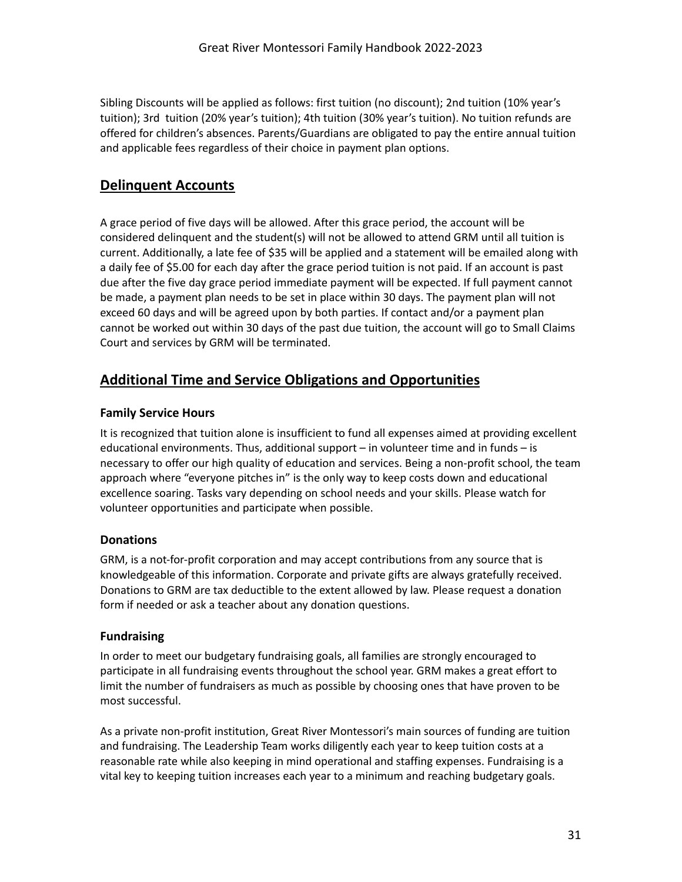Sibling Discounts will be applied as follows: first tuition (no discount); 2nd tuition (10% year's tuition); 3rd  tuition (20% year's tuition); 4th tuition (30% year's tuition). No tuition refunds are offered for children's absences. Parents/Guardians are obligated to pay the entire annual tuition and applicable fees regardless of their choice in payment plan options.

## Delinquent Accounts

A grace period of five days will be allowed. After this grace period, the account will be considered delinquent and the student(s) will not be allowed to attend GRM until all tuition is current. Additionally, a late fee of $35 will be applied and a statement will be emailed along with a daily fee of $5.00 for each day after the grace period tuition is not paid. If an account is past due after the five day grace period immediate payment will be expected. If full payment cannot be made, a payment plan needs to be set in place within 30 days. The payment plan will not exceed 60 days and will be agreed upon by both parties. If contact and/or a payment plan cannot be worked out within 30 days of the past due tuition, the account will go to Small Claims Court and services by GRM will be terminated.

## Additional Time and Service Obligations and Opportunities

### Family Service Hours

It is recognized that tuition alone is insufficient to fund all expenses aimed at providing excellent educational environments. Thus, additional support – in volunteer time and in funds – is necessary to offer our high quality of education and services. Being a non-profit school, the team approach where "everyone pitches in" is the only way to keep costs down and educational excellence soaring. Tasks vary depending on school needs and your skills. Please watch for volunteer opportunities and participate when possible.

### Donations

GRM, is a not-for-profit corporation and may accept contributions from any source that is knowledgeable of this information. Corporate and private gifts are always gratefully received. Donations to GRM are tax deductible to the extent allowed by law. Please request a donation form if needed or ask a teacher about any donation questions.

### Fundraising

In order to meet our budgetary fundraising goals, all families are strongly encouraged to participate in all fundraising events throughout the school year. GRM makes a great effort to limit the number of fundraisers as much as possible by choosing ones that have proven to be most successful.

As a private non-profit institution, Great River Montessori's main sources of funding are tuition and fundraising. The Leadership Team works diligently each year to keep tuition costs at a reasonable rate while also keeping in mind operational and staffing expenses. Fundraising is a vital key to keeping tuition increases each year to a minimum and reaching budgetary goals.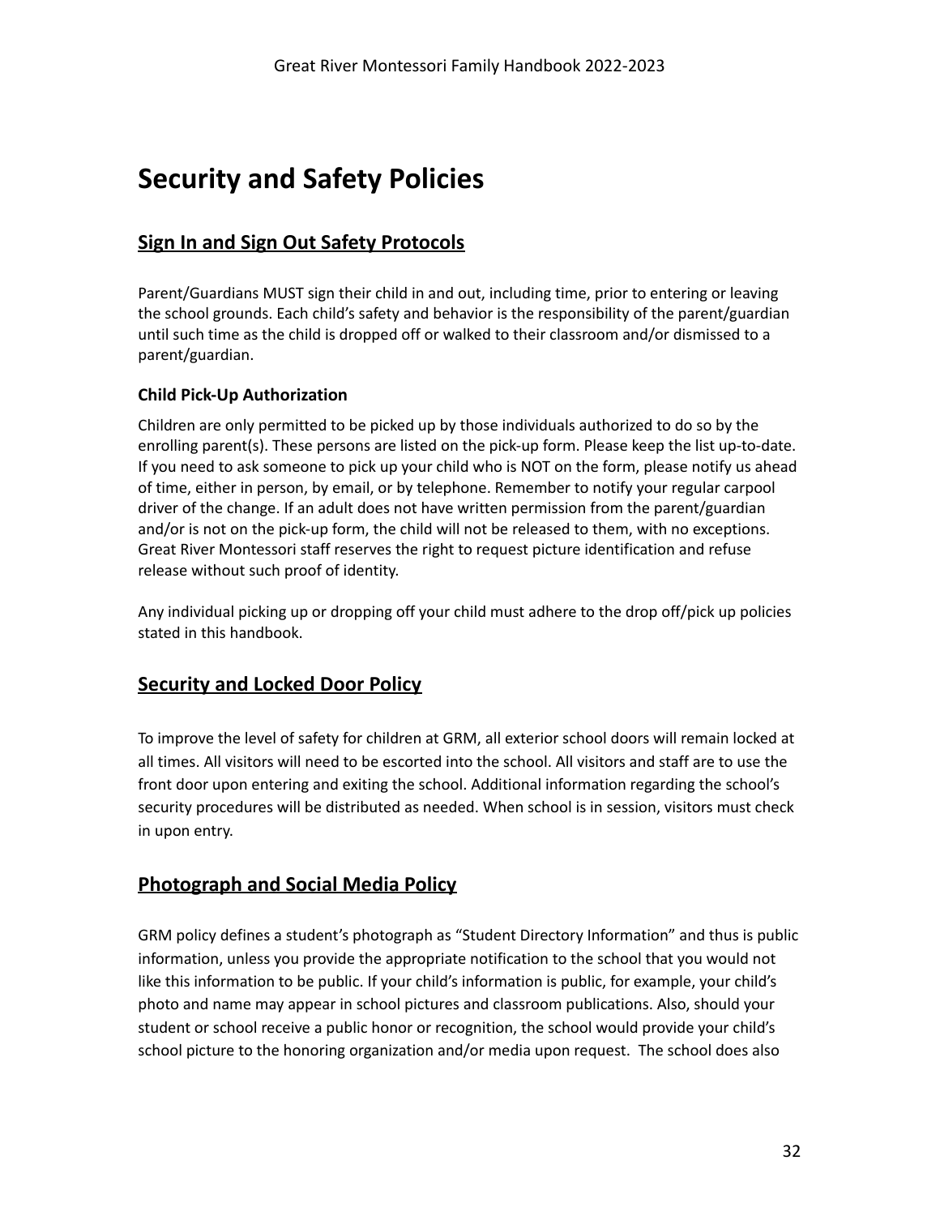# Security and Safety Policies

## Sign In and Sign Out Safety Protocols

Parent/Guardians MUST sign their child in and out, including time, prior to entering or leaving the school grounds. Each child's safety and behavior is the responsibility of the parent/guardian until such time as the child is dropped off or walked to their classroom and/or dismissed to a parent/guardian.

### Child Pick-Up Authorization

Children are only permitted to be picked up by those individuals authorized to do so by the enrolling parent(s). These persons are listed on the pick-up form. Please keep the list up-to-date. If you need to ask someone to pick up your child who is NOT on the form, please notify us ahead of time, either in person, by email, or by telephone. Remember to notify your regular carpool driver of the change. If an adult does not have written permission from the parent/guardian and/or is not on the pick-up form, the child will not be released to them, with no exceptions. Great River Montessori staff reserves the right to request picture identification and refuse release without such proof of identity.

Any individual picking up or dropping off your child must adhere to the drop off/pick up policies stated in this handbook.

## Security and Locked Door Policy

To improve the level of safety for children at GRM, all exterior school doors will remain locked at all times. All visitors will need to be escorted into the school. All visitors and staff are to use the front door upon entering and exiting the school. Additional information regarding the school's security procedures will be distributed as needed. When school is in session, visitors must check in upon entry.

## Photograph and Social Media Policy

GRM policy defines a student's photograph as "Student Directory Information" and thus is public information, unless you provide the appropriate notification to the school that you would not like this information to be public. If your child's information is public, for example, your child's photo and name may appear in school pictures and classroom publications. Also, should your student or school receive a public honor or recognition, the school would provide your child's school picture to the honoring organization and/or media upon request. The school does also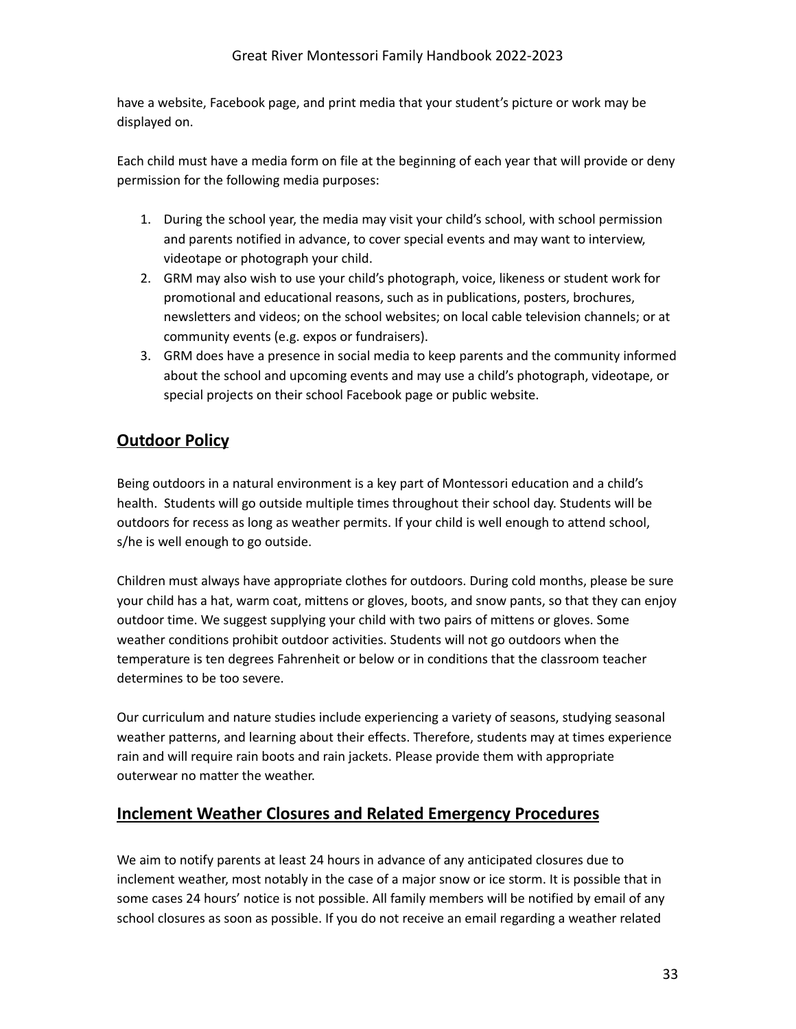have a website, Facebook page, and print media that your student's picture or work may be displayed on.

Each child must have a media form on file at the beginning of each year that will provide or deny permission for the following media purposes:

1. During the school year, the media may visit your child's school, with school permission and parents notified in advance, to cover special events and may want to interview, videotape or photograph your child.
2. GRM may also wish to use your child's photograph, voice, likeness or student work for promotional and educational reasons, such as in publications, posters, brochures, newsletters and videos; on the school websites; on local cable television channels; or at community events (e.g. expos or fundraisers).
3. GRM does have a presence in social media to keep parents and the community informed about the school and upcoming events and may use a child's photograph, videotape, or special projects on their school Facebook page or public website.

## **Outdoor Policy**

Being outdoors in a natural environment is a key part of Montessori education and a child's health. Students will go outside multiple times throughout their school day. Students will be outdoors for recess as long as weather permits. If your child is well enough to attend school, s/he is well enough to go outside.

Children must always have appropriate clothes for outdoors. During cold months, please be sure your child has a hat, warm coat, mittens or gloves, boots, and snow pants, so that they can enjoy outdoor time. We suggest supplying your child with two pairs of mittens or gloves. Some weather conditions prohibit outdoor activities. Students will not go outdoors when the temperature is ten degrees Fahrenheit or below or in conditions that the classroom teacher determines to be too severe.

Our curriculum and nature studies include experiencing a variety of seasons, studying seasonal weather patterns, and learning about their effects. Therefore, students may at times experience rain and will require rain boots and rain jackets. Please provide them with appropriate outerwear no matter the weather.

## **Inclement Weather Closures and Related Emergency Procedures**

We aim to notify parents at least 24 hours in advance of any anticipated closures due to inclement weather, most notably in the case of a major snow or ice storm. It is possible that in some cases 24 hours' notice is not possible. All family members will be notified by email of any school closures as soon as possible. If you do not receive an email regarding a weather related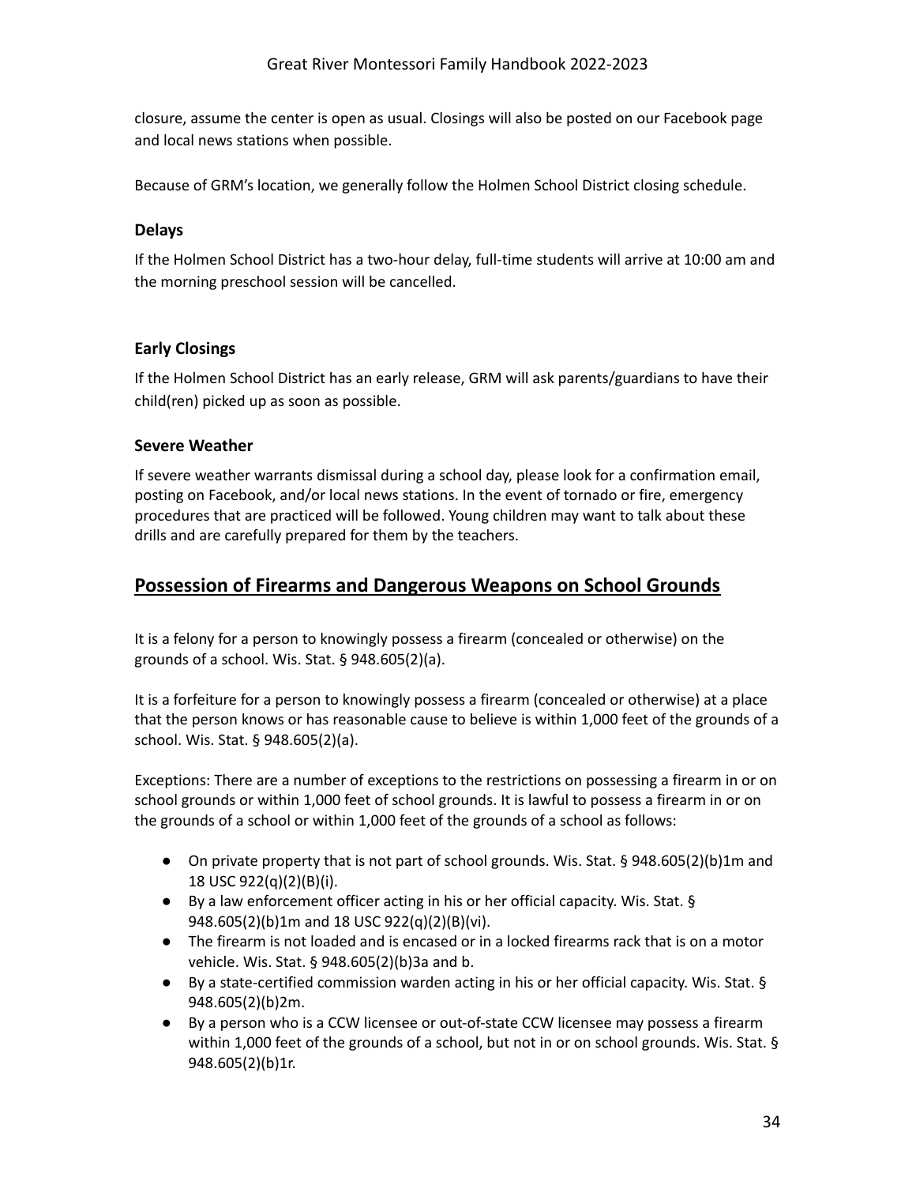closure, assume the center is open as usual. Closings will also be posted on our Facebook page and local news stations when possible.

Because of GRM's location, we generally follow the Holmen School District closing schedule.

### Delays

If the Holmen School District has a two-hour delay, full-time students will arrive at 10:00 am and the morning preschool session will be cancelled.

### Early Closings

If the Holmen School District has an early release, GRM will ask parents/guardians to have their child(ren) picked up as soon as possible.

### Severe Weather

If severe weather warrants dismissal during a school day, please look for a confirmation email, posting on Facebook, and/or local news stations. In the event of tornado or fire, emergency procedures that are practiced will be followed. Young children may want to talk about these drills and are carefully prepared for them by the teachers.

## Possession of Firearms and Dangerous Weapons on School Grounds

It is a felony for a person to knowingly possess a firearm (concealed or otherwise) on the grounds of a school. Wis. Stat. § 948.605(2)(a).

It is a forfeiture for a person to knowingly possess a firearm (concealed or otherwise) at a place that the person knows or has reasonable cause to believe is within 1,000 feet of the grounds of a school. Wis. Stat. § 948.605(2)(a).

Exceptions: There are a number of exceptions to the restrictions on possessing a firearm in or on school grounds or within 1,000 feet of school grounds. It is lawful to possess a firearm in or on the grounds of a school or within 1,000 feet of the grounds of a school as follows:

- On private property that is not part of school grounds. Wis. Stat. § 948.605(2)(b)1m and 18 USC 922(q)(2)(B)(i).
- By a law enforcement officer acting in his or her official capacity. Wis. Stat. § 948.605(2)(b)1m and 18 USC 922(q)(2)(B)(vi).
- The firearm is not loaded and is encased or in a locked firearms rack that is on a motor vehicle. Wis. Stat. § 948.605(2)(b)3a and b.
- By a state-certified commission warden acting in his or her official capacity. Wis. Stat. § 948.605(2)(b)2m.
- By a person who is a CCW licensee or out-of-state CCW licensee may possess a firearm within 1,000 feet of the grounds of a school, but not in or on school grounds. Wis. Stat. § 948.605(2)(b)1r.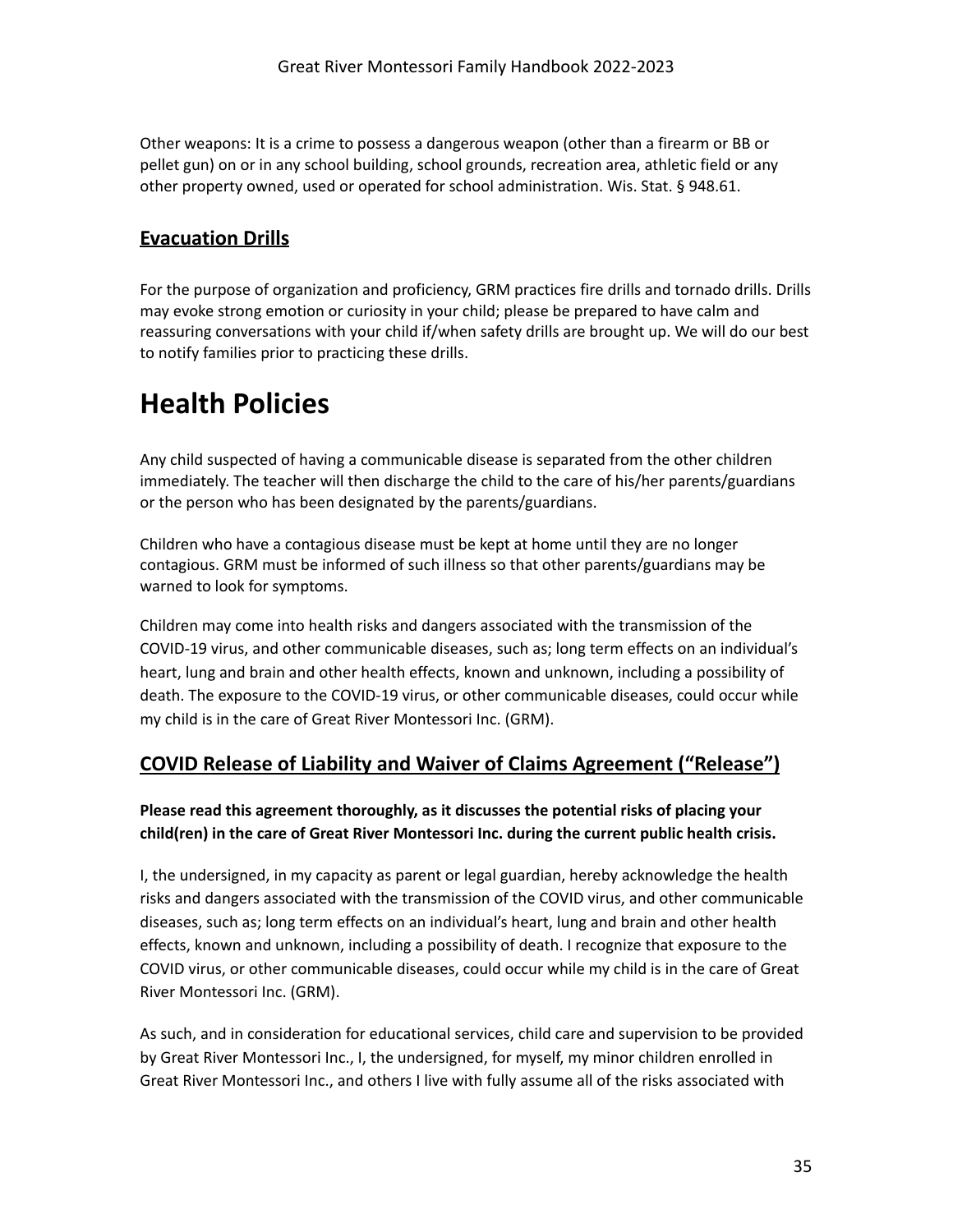Other weapons: It is a crime to possess a dangerous weapon (other than a firearm or BB or pellet gun) on or in any school building, school grounds, recreation area, athletic field or any other property owned, used or operated for school administration. Wis. Stat. § 948.61.

## **Evacuation Drills**

For the purpose of organization and proficiency, GRM practices fire drills and tornado drills. Drills may evoke strong emotion or curiosity in your child; please be prepared to have calm and reassuring conversations with your child if/when safety drills are brought up. We will do our best to notify families prior to practicing these drills.

# Health Policies

Any child suspected of having a communicable disease is separated from the other children immediately. The teacher will then discharge the child to the care of his/her parents/guardians or the person who has been designated by the parents/guardians.

Children who have a contagious disease must be kept at home until they are no longer contagious. GRM must be informed of such illness so that other parents/guardians may be warned to look for symptoms.

Children may come into health risks and dangers associated with the transmission of the COVID-19 virus, and other communicable diseases, such as; long term effects on an individual's heart, lung and brain and other health effects, known and unknown, including a possibility of death. The exposure to the COVID-19 virus, or other communicable diseases, could occur while my child is in the care of Great River Montessori Inc. (GRM).

## **COVID Release of Liability and Waiver of Claims Agreement ("Release")**

**Please read this agreement thoroughly, as it discusses the potential risks of placing your child(ren) in the care of Great River Montessori Inc. during the current public health crisis.**

I, the undersigned, in my capacity as parent or legal guardian, hereby acknowledge the health risks and dangers associated with the transmission of the COVID virus, and other communicable diseases, such as; long term effects on an individual's heart, lung and brain and other health effects, known and unknown, including a possibility of death. I recognize that exposure to the COVID virus, or other communicable diseases, could occur while my child is in the care of Great River Montessori Inc. (GRM).

As such, and in consideration for educational services, child care and supervision to be provided by Great River Montessori Inc., I, the undersigned, for myself, my minor children enrolled in Great River Montessori Inc., and others I live with fully assume all of the risks associated with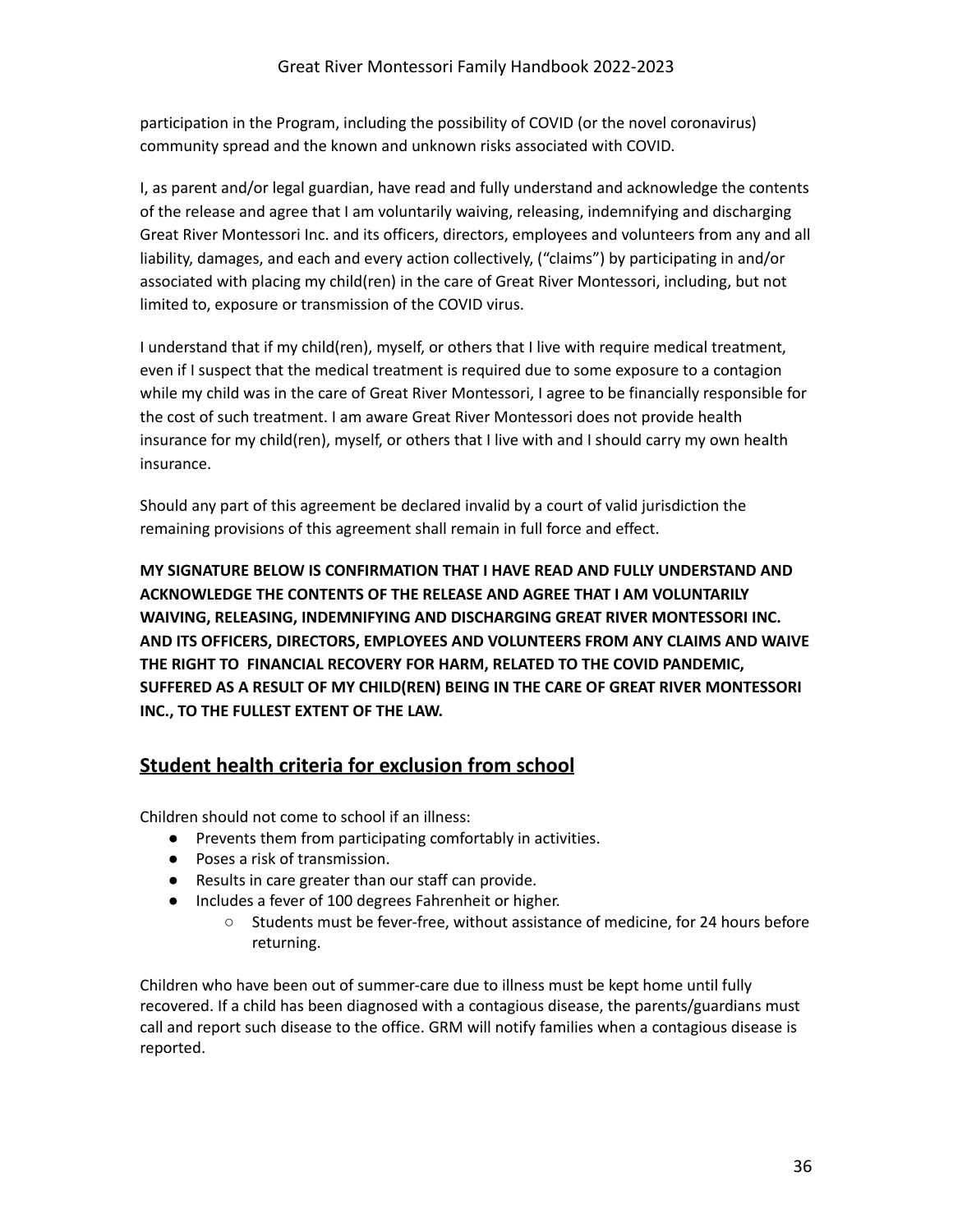participation in the Program, including the possibility of COVID (or the novel coronavirus) community spread and the known and unknown risks associated with COVID.

I, as parent and/or legal guardian, have read and fully understand and acknowledge the contents of the release and agree that I am voluntarily waiving, releasing, indemnifying and discharging Great River Montessori Inc. and its officers, directors, employees and volunteers from any and all liability, damages, and each and every action collectively, ("claims") by participating in and/or associated with placing my child(ren) in the care of Great River Montessori, including, but not limited to, exposure or transmission of the COVID virus.

I understand that if my child(ren), myself, or others that I live with require medical treatment, even if I suspect that the medical treatment is required due to some exposure to a contagion while my child was in the care of Great River Montessori, I agree to be financially responsible for the cost of such treatment. I am aware Great River Montessori does not provide health insurance for my child(ren), myself, or others that I live with and I should carry my own health insurance.

Should any part of this agreement be declared invalid by a court of valid jurisdiction the remaining provisions of this agreement shall remain in full force and effect.

**MY SIGNATURE BELOW IS CONFIRMATION THAT I HAVE READ AND FULLY UNDERSTAND AND ACKNOWLEDGE THE CONTENTS OF THE RELEASE AND AGREE THAT I AM VOLUNTARILY WAIVING, RELEASING, INDEMNIFYING AND DISCHARGING GREAT RIVER MONTESSORI INC. AND ITS OFFICERS, DIRECTORS, EMPLOYEES AND VOLUNTEERS FROM ANY CLAIMS AND WAIVE THE RIGHT TO FINANCIAL RECOVERY FOR HARM, RELATED TO THE COVID PANDEMIC, SUFFERED AS A RESULT OF MY CHILD(REN) BEING IN THE CARE OF GREAT RIVER MONTESSORI INC., TO THE FULLEST EXTENT OF THE LAW.**

## Student health criteria for exclusion from school

Children should not come to school if an illness:

- Prevents them from participating comfortably in activities.
- Poses a risk of transmission.
- Results in care greater than our staff can provide.
- Includes a fever of 100 degrees Fahrenheit or higher.
  - Students must be fever-free, without assistance of medicine, for 24 hours before returning.

Children who have been out of summer-care due to illness must be kept home until fully recovered. If a child has been diagnosed with a contagious disease, the parents/guardians must call and report such disease to the office. GRM will notify families when a contagious disease is reported.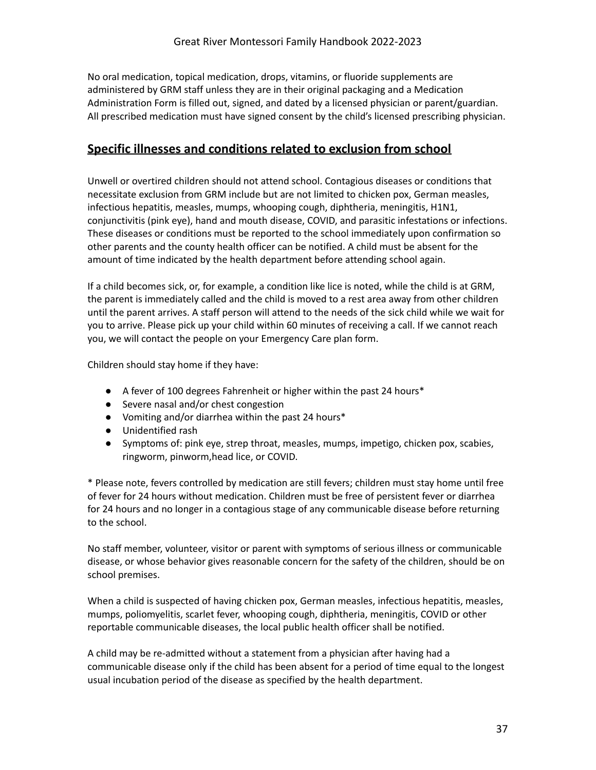No oral medication, topical medication, drops, vitamins, or fluoride supplements are administered by GRM staff unless they are in their original packaging and a Medication Administration Form is filled out, signed, and dated by a licensed physician or parent/guardian. All prescribed medication must have signed consent by the child's licensed prescribing physician.

## Specific illnesses and conditions related to exclusion from school

Unwell or overtired children should not attend school. Contagious diseases or conditions that necessitate exclusion from GRM include but are not limited to chicken pox, German measles, infectious hepatitis, measles, mumps, whooping cough, diphtheria, meningitis, H1N1, conjunctivitis (pink eye), hand and mouth disease, COVID, and parasitic infestations or infections. These diseases or conditions must be reported to the school immediately upon confirmation so other parents and the county health officer can be notified. A child must be absent for the amount of time indicated by the health department before attending school again.

If a child becomes sick, or, for example, a condition like lice is noted, while the child is at GRM, the parent is immediately called and the child is moved to a rest area away from other children until the parent arrives. A staff person will attend to the needs of the sick child while we wait for you to arrive. Please pick up your child within 60 minutes of receiving a call. If we cannot reach you, we will contact the people on your Emergency Care plan form.

Children should stay home if they have:

- A fever of 100 degrees Fahrenheit or higher within the past 24 hours*
- Severe nasal and/or chest congestion
- Vomiting and/or diarrhea within the past 24 hours*
- Unidentified rash
- Symptoms of: pink eye, strep throat, measles, mumps, impetigo, chicken pox, scabies, ringworm, pinworm,head lice, or COVID.

* Please note, fevers controlled by medication are still fevers; children must stay home until free of fever for 24 hours without medication. Children must be free of persistent fever or diarrhea for 24 hours and no longer in a contagious stage of any communicable disease before returning to the school.

No staff member, volunteer, visitor or parent with symptoms of serious illness or communicable disease, or whose behavior gives reasonable concern for the safety of the children, should be on school premises.

When a child is suspected of having chicken pox, German measles, infectious hepatitis, measles, mumps, poliomyelitis, scarlet fever, whooping cough, diphtheria, meningitis, COVID or other reportable communicable diseases, the local public health officer shall be notified.

A child may be re-admitted without a statement from a physician after having had a communicable disease only if the child has been absent for a period of time equal to the longest usual incubation period of the disease as specified by the health department.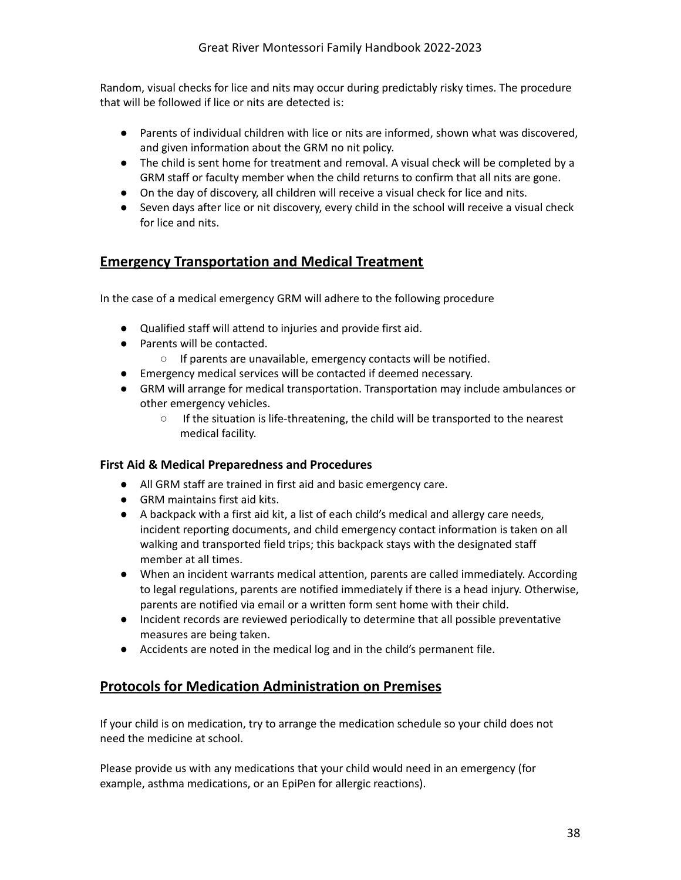Random, visual checks for lice and nits may occur during predictably risky times. The procedure that will be followed if lice or nits are detected is:

- Parents of individual children with lice or nits are informed, shown what was discovered, and given information about the GRM no nit policy.
- The child is sent home for treatment and removal. A visual check will be completed by a GRM staff or faculty member when the child returns to confirm that all nits are gone.
- On the day of discovery, all children will receive a visual check for lice and nits.
- Seven days after lice or nit discovery, every child in the school will receive a visual check for lice and nits.

## Emergency Transportation and Medical Treatment

In the case of a medical emergency GRM will adhere to the following procedure

- Qualified staff will attend to injuries and provide first aid.
- Parents will be contacted.
  - If parents are unavailable, emergency contacts will be notified.
- Emergency medical services will be contacted if deemed necessary.
- GRM will arrange for medical transportation. Transportation may include ambulances or other emergency vehicles.
  - If the situation is life-threatening, the child will be transported to the nearest medical facility.

### First Aid & Medical Preparedness and Procedures

- All GRM staff are trained in first aid and basic emergency care.
- GRM maintains first aid kits.
- A backpack with a first aid kit, a list of each child's medical and allergy care needs, incident reporting documents, and child emergency contact information is taken on all walking and transported field trips; this backpack stays with the designated staff member at all times.
- When an incident warrants medical attention, parents are called immediately. According to legal regulations, parents are notified immediately if there is a head injury. Otherwise, parents are notified via email or a written form sent home with their child.
- Incident records are reviewed periodically to determine that all possible preventative measures are being taken.
- Accidents are noted in the medical log and in the child's permanent file.

## Protocols for Medication Administration on Premises

If your child is on medication, try to arrange the medication schedule so your child does not need the medicine at school.

Please provide us with any medications that your child would need in an emergency (for example, asthma medications, or an EpiPen for allergic reactions).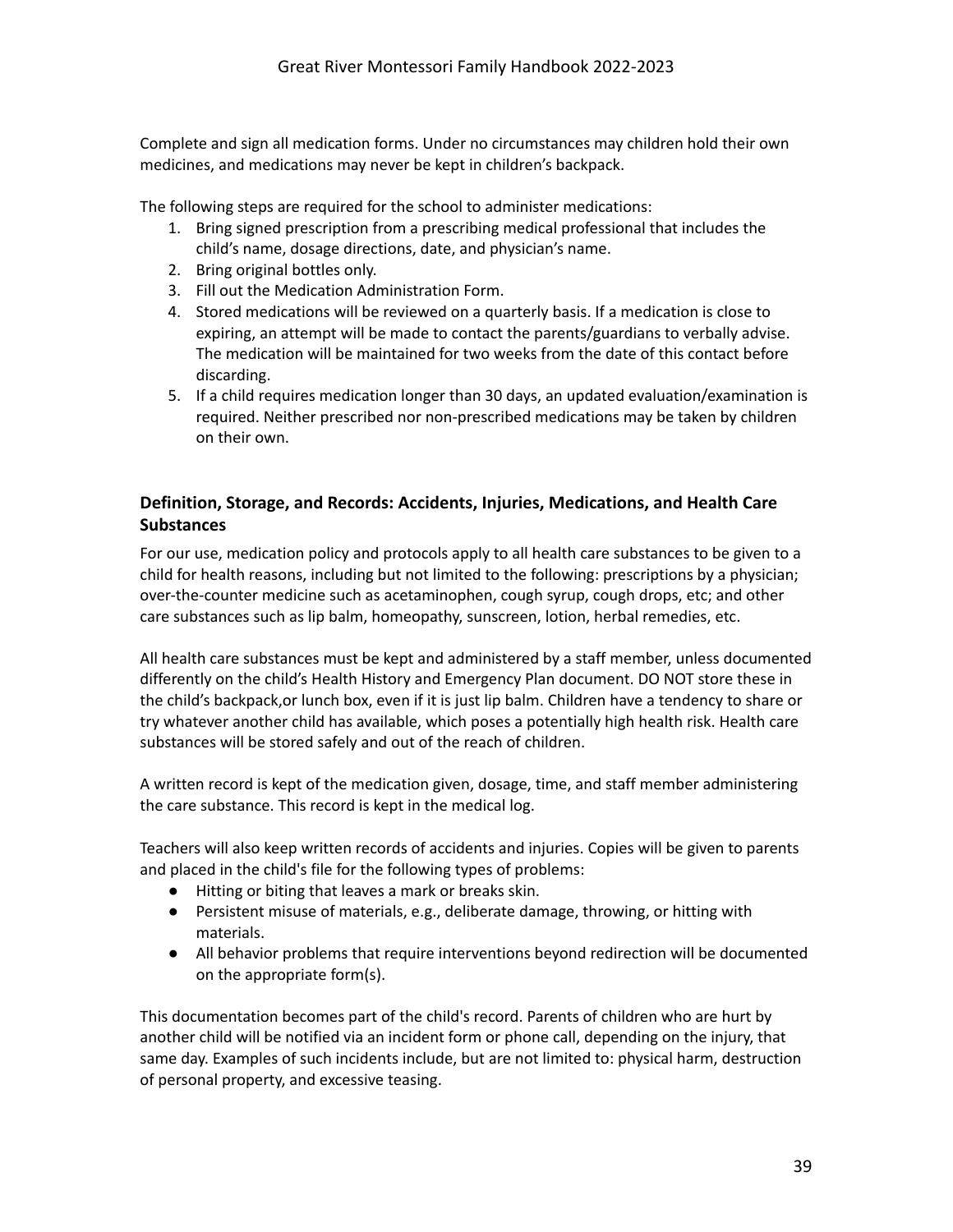Complete and sign all medication forms. Under no circumstances may children hold their own medicines, and medications may never be kept in children's backpack.

The following steps are required for the school to administer medications:

1. Bring signed prescription from a prescribing medical professional that includes the child's name, dosage directions, date, and physician's name.
2. Bring original bottles only.
3. Fill out the Medication Administration Form.
4. Stored medications will be reviewed on a quarterly basis. If a medication is close to expiring, an attempt will be made to contact the parents/guardians to verbally advise. The medication will be maintained for two weeks from the date of this contact before discarding.
5. If a child requires medication longer than 30 days, an updated evaluation/examination is required. Neither prescribed nor non-prescribed medications may be taken by children on their own.

### Definition, Storage, and Records: Accidents, Injuries, Medications, and Health Care Substances

For our use, medication policy and protocols apply to all health care substances to be given to a child for health reasons, including but not limited to the following: prescriptions by a physician; over-the-counter medicine such as acetaminophen, cough syrup, cough drops, etc; and other care substances such as lip balm, homeopathy, sunscreen, lotion, herbal remedies, etc.

All health care substances must be kept and administered by a staff member, unless documented differently on the child's Health History and Emergency Plan document. DO NOT store these in the child's backpack,or lunch box, even if it is just lip balm. Children have a tendency to share or try whatever another child has available, which poses a potentially high health risk. Health care substances will be stored safely and out of the reach of children.

A written record is kept of the medication given, dosage, time, and staff member administering the care substance. This record is kept in the medical log.

Teachers will also keep written records of accidents and injuries. Copies will be given to parents and placed in the child's file for the following types of problems:

- Hitting or biting that leaves a mark or breaks skin.
- Persistent misuse of materials, e.g., deliberate damage, throwing, or hitting with materials.
- All behavior problems that require interventions beyond redirection will be documented on the appropriate form(s).

This documentation becomes part of the child's record. Parents of children who are hurt by another child will be notified via an incident form or phone call, depending on the injury, that same day. Examples of such incidents include, but are not limited to: physical harm, destruction of personal property, and excessive teasing.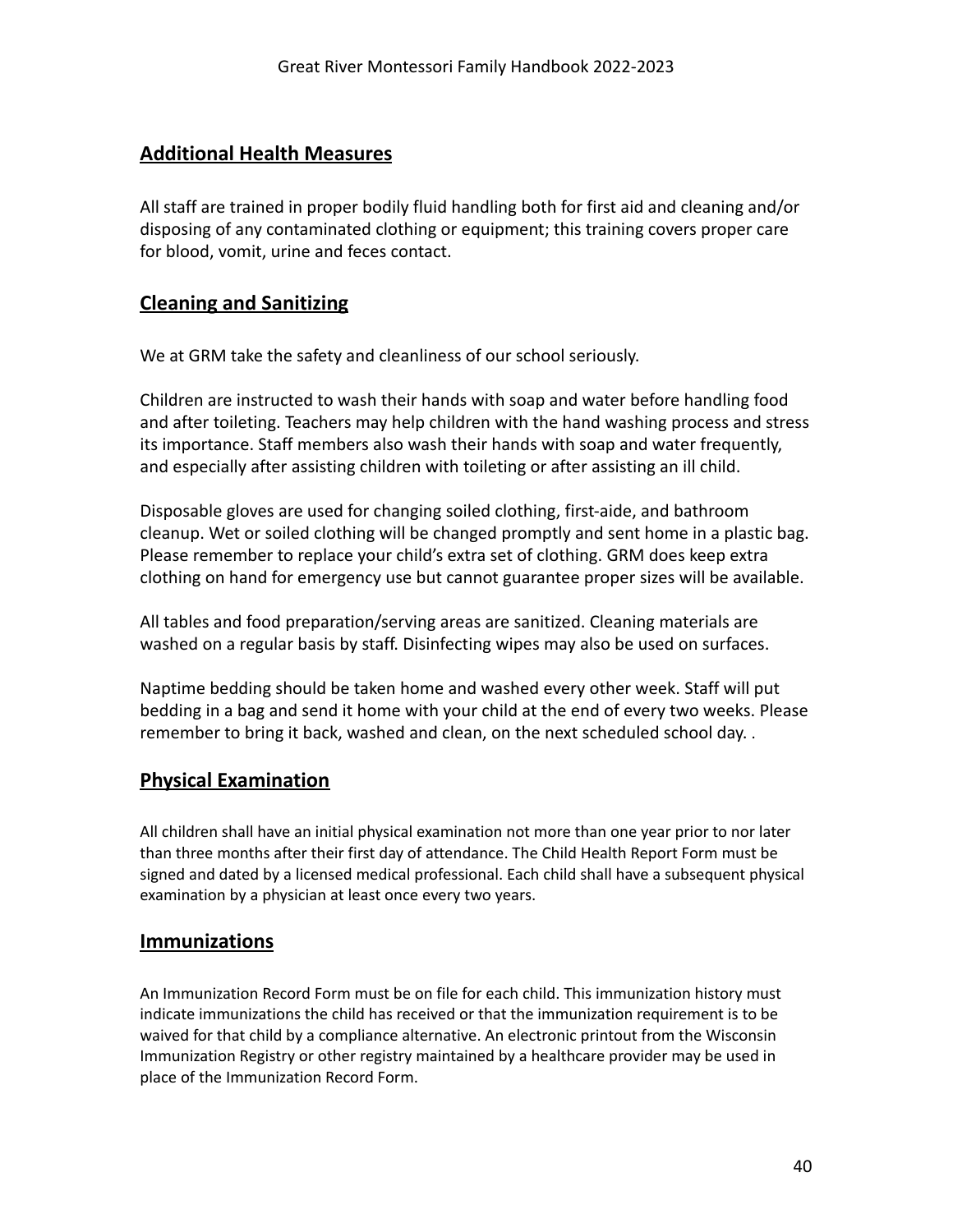## Additional Health Measures

All staff are trained in proper bodily fluid handling both for first aid and cleaning and/or disposing of any contaminated clothing or equipment; this training covers proper care for blood, vomit, urine and feces contact.

## Cleaning and Sanitizing

We at GRM take the safety and cleanliness of our school seriously.

Children are instructed to wash their hands with soap and water before handling food and after toileting. Teachers may help children with the hand washing process and stress its importance. Staff members also wash their hands with soap and water frequently, and especially after assisting children with toileting or after assisting an ill child.

Disposable gloves are used for changing soiled clothing, first-aide, and bathroom cleanup. Wet or soiled clothing will be changed promptly and sent home in a plastic bag. Please remember to replace your child's extra set of clothing. GRM does keep extra clothing on hand for emergency use but cannot guarantee proper sizes will be available.

All tables and food preparation/serving areas are sanitized. Cleaning materials are washed on a regular basis by staff. Disinfecting wipes may also be used on surfaces.

Naptime bedding should be taken home and washed every other week. Staff will put bedding in a bag and send it home with your child at the end of every two weeks. Please remember to bring it back, washed and clean, on the next scheduled school day. .

## Physical Examination

All children shall have an initial physical examination not more than one year prior to nor later than three months after their first day of attendance. The Child Health Report Form must be signed and dated by a licensed medical professional. Each child shall have a subsequent physical examination by a physician at least once every two years.

## Immunizations

An Immunization Record Form must be on file for each child. This immunization history must indicate immunizations the child has received or that the immunization requirement is to be waived for that child by a compliance alternative. An electronic printout from the Wisconsin Immunization Registry or other registry maintained by a healthcare provider may be used in place of the Immunization Record Form.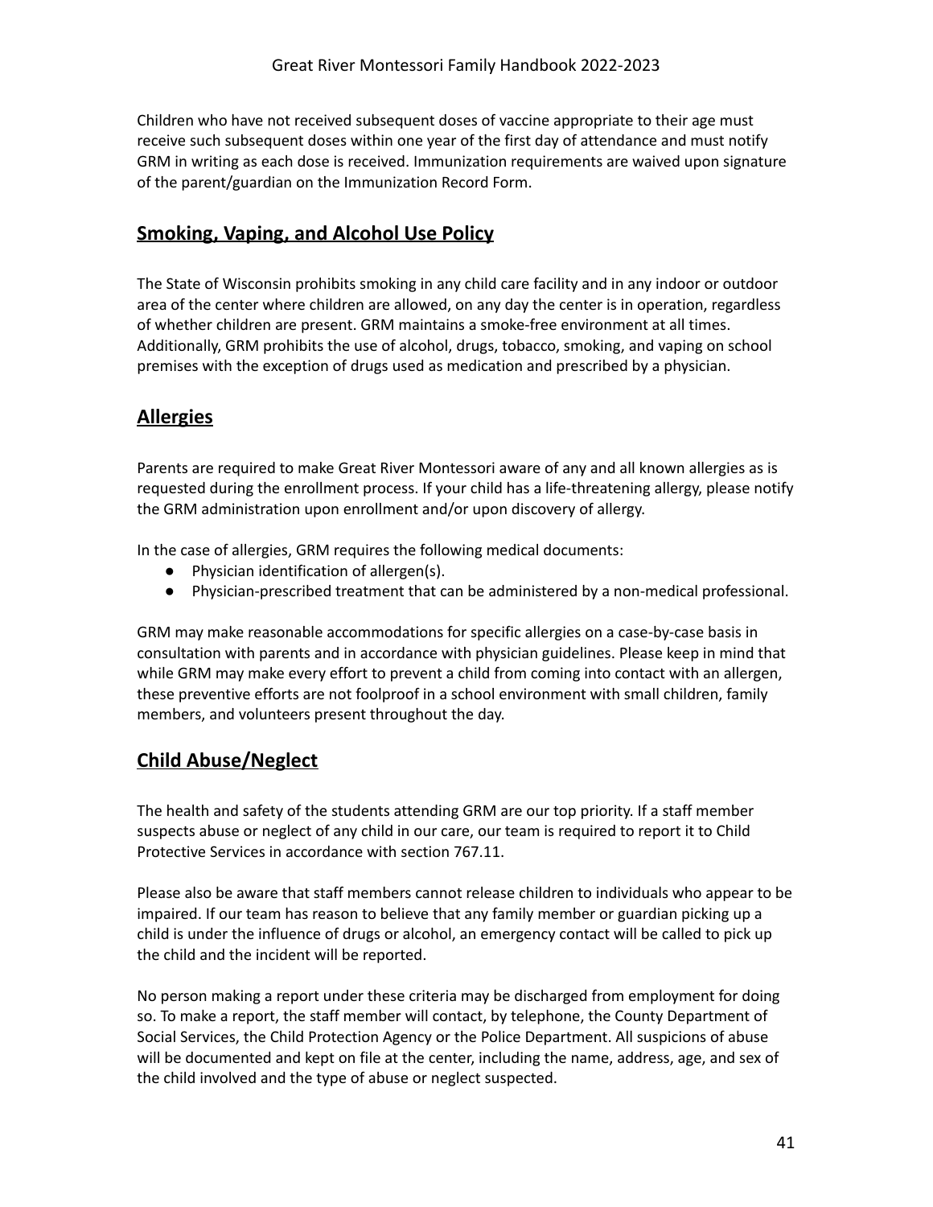Children who have not received subsequent doses of vaccine appropriate to their age must receive such subsequent doses within one year of the first day of attendance and must notify GRM in writing as each dose is received. Immunization requirements are waived upon signature of the parent/guardian on the Immunization Record Form.

## Smoking, Vaping, and Alcohol Use Policy

The State of Wisconsin prohibits smoking in any child care facility and in any indoor or outdoor area of the center where children are allowed, on any day the center is in operation, regardless of whether children are present. GRM maintains a smoke-free environment at all times. Additionally, GRM prohibits the use of alcohol, drugs, tobacco, smoking, and vaping on school premises with the exception of drugs used as medication and prescribed by a physician.

## Allergies

Parents are required to make Great River Montessori aware of any and all known allergies as is requested during the enrollment process. If your child has a life-threatening allergy, please notify the GRM administration upon enrollment and/or upon discovery of allergy.

In the case of allergies, GRM requires the following medical documents:

- Physician identification of allergen(s).
- Physician-prescribed treatment that can be administered by a non-medical professional.

GRM may make reasonable accommodations for specific allergies on a case-by-case basis in consultation with parents and in accordance with physician guidelines. Please keep in mind that while GRM may make every effort to prevent a child from coming into contact with an allergen, these preventive efforts are not foolproof in a school environment with small children, family members, and volunteers present throughout the day.

## Child Abuse/Neglect

The health and safety of the students attending GRM are our top priority. If a staff member suspects abuse or neglect of any child in our care, our team is required to report it to Child Protective Services in accordance with section 767.11.

Please also be aware that staff members cannot release children to individuals who appear to be impaired. If our team has reason to believe that any family member or guardian picking up a child is under the influence of drugs or alcohol, an emergency contact will be called to pick up the child and the incident will be reported.

No person making a report under these criteria may be discharged from employment for doing so. To make a report, the staff member will contact, by telephone, the County Department of Social Services, the Child Protection Agency or the Police Department. All suspicions of abuse will be documented and kept on file at the center, including the name, address, age, and sex of the child involved and the type of abuse or neglect suspected.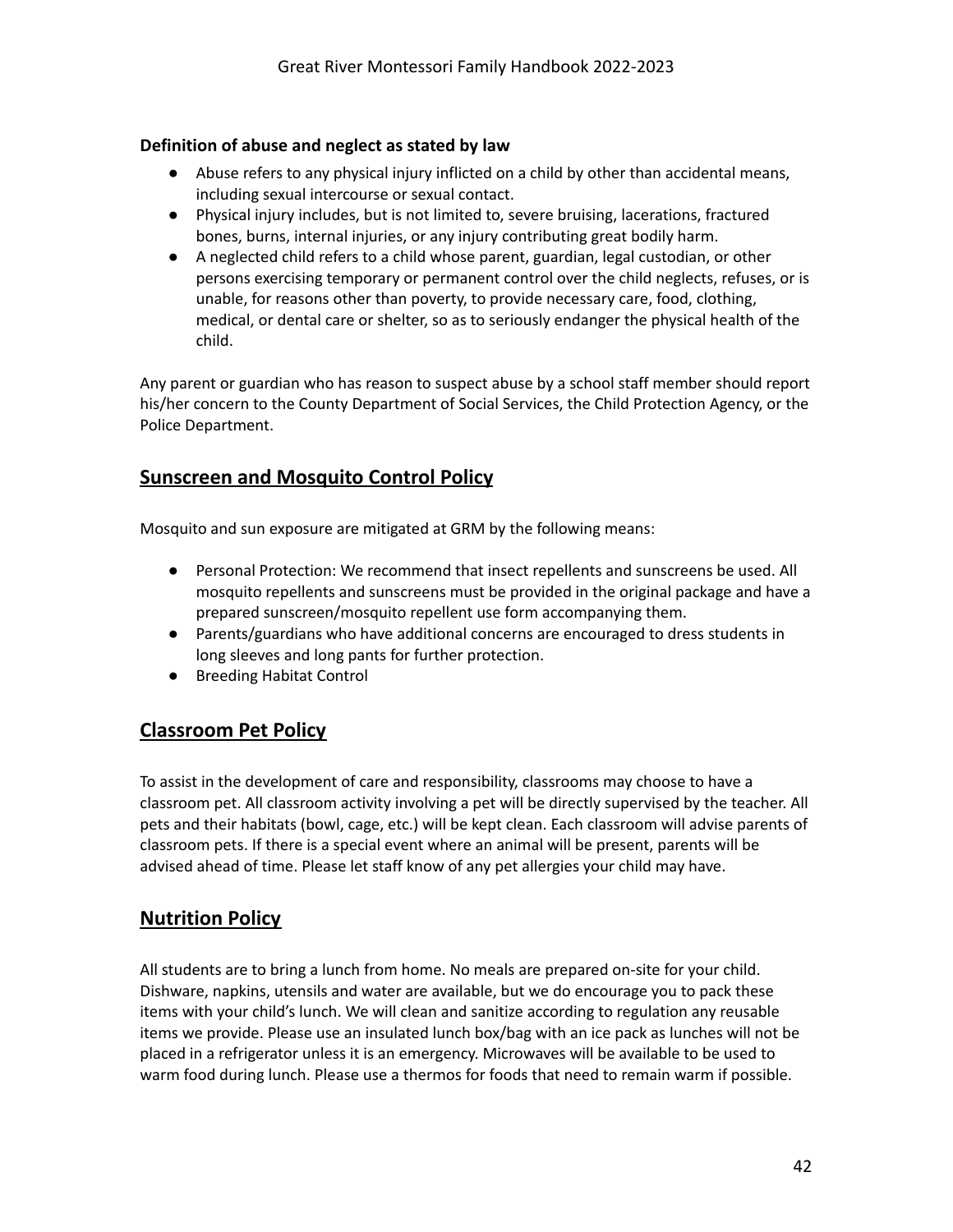**Definition of abuse and neglect as stated by law**

- Abuse refers to any physical injury inflicted on a child by other than accidental means, including sexual intercourse or sexual contact.
- Physical injury includes, but is not limited to, severe bruising, lacerations, fractured bones, burns, internal injuries, or any injury contributing great bodily harm.
- A neglected child refers to a child whose parent, guardian, legal custodian, or other persons exercising temporary or permanent control over the child neglects, refuses, or is unable, for reasons other than poverty, to provide necessary care, food, clothing, medical, or dental care or shelter, so as to seriously endanger the physical health of the child.

Any parent or guardian who has reason to suspect abuse by a school staff member should report his/her concern to the County Department of Social Services, the Child Protection Agency, or the Police Department.

## Sunscreen and Mosquito Control Policy

Mosquito and sun exposure are mitigated at GRM by the following means:

- Personal Protection: We recommend that insect repellents and sunscreens be used. All mosquito repellents and sunscreens must be provided in the original package and have a prepared sunscreen/mosquito repellent use form accompanying them.
- Parents/guardians who have additional concerns are encouraged to dress students in long sleeves and long pants for further protection.
- Breeding Habitat Control

## Classroom Pet Policy

To assist in the development of care and responsibility, classrooms may choose to have a classroom pet. All classroom activity involving a pet will be directly supervised by the teacher. All pets and their habitats (bowl, cage, etc.) will be kept clean. Each classroom will advise parents of classroom pets. If there is a special event where an animal will be present, parents will be advised ahead of time. Please let staff know of any pet allergies your child may have.

## Nutrition Policy

All students are to bring a lunch from home. No meals are prepared on-site for your child. Dishware, napkins, utensils and water are available, but we do encourage you to pack these items with your child's lunch. We will clean and sanitize according to regulation any reusable items we provide. Please use an insulated lunch box/bag with an ice pack as lunches will not be placed in a refrigerator unless it is an emergency. Microwaves will be available to be used to warm food during lunch. Please use a thermos for foods that need to remain warm if possible.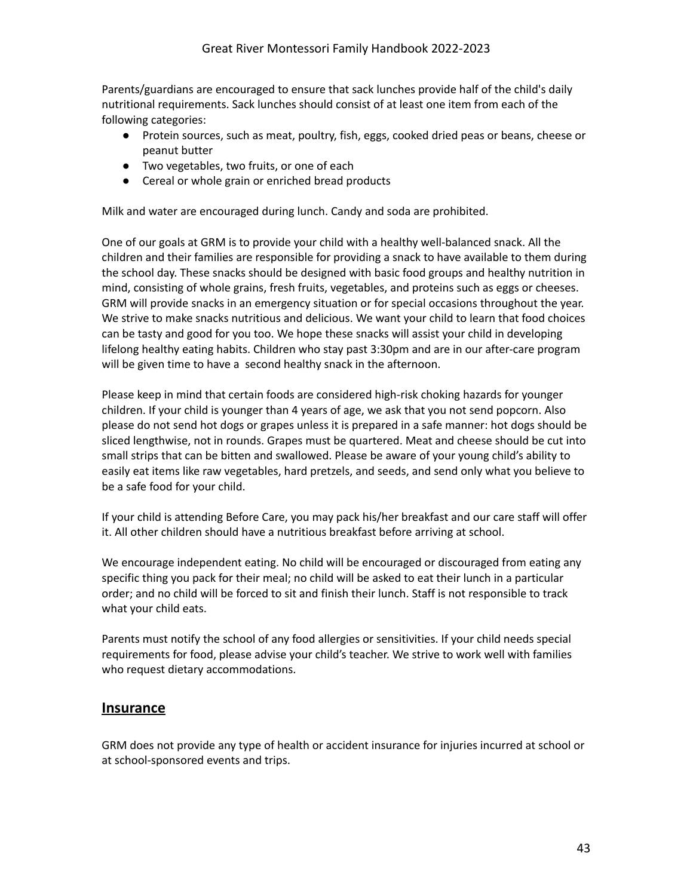Parents/guardians are encouraged to ensure that sack lunches provide half of the child's daily nutritional requirements. Sack lunches should consist of at least one item from each of the following categories:

- Protein sources, such as meat, poultry, fish, eggs, cooked dried peas or beans, cheese or peanut butter
- Two vegetables, two fruits, or one of each
- Cereal or whole grain or enriched bread products

Milk and water are encouraged during lunch. Candy and soda are prohibited.

One of our goals at GRM is to provide your child with a healthy well-balanced snack. All the children and their families are responsible for providing a snack to have available to them during the school day. These snacks should be designed with basic food groups and healthy nutrition in mind, consisting of whole grains, fresh fruits, vegetables, and proteins such as eggs or cheeses. GRM will provide snacks in an emergency situation or for special occasions throughout the year. We strive to make snacks nutritious and delicious. We want your child to learn that food choices can be tasty and good for you too. We hope these snacks will assist your child in developing lifelong healthy eating habits. Children who stay past 3:30pm and are in our after-care program will be given time to have a second healthy snack in the afternoon.

Please keep in mind that certain foods are considered high-risk choking hazards for younger children. If your child is younger than 4 years of age, we ask that you not send popcorn. Also please do not send hot dogs or grapes unless it is prepared in a safe manner: hot dogs should be sliced lengthwise, not in rounds. Grapes must be quartered. Meat and cheese should be cut into small strips that can be bitten and swallowed. Please be aware of your young child's ability to easily eat items like raw vegetables, hard pretzels, and seeds, and send only what you believe to be a safe food for your child.

If your child is attending Before Care, you may pack his/her breakfast and our care staff will offer it. All other children should have a nutritious breakfast before arriving at school.

We encourage independent eating. No child will be encouraged or discouraged from eating any specific thing you pack for their meal; no child will be asked to eat their lunch in a particular order; and no child will be forced to sit and finish their lunch. Staff is not responsible to track what your child eats.

Parents must notify the school of any food allergies or sensitivities. If your child needs special requirements for food, please advise your child's teacher. We strive to work well with families who request dietary accommodations.

## Insurance

GRM does not provide any type of health or accident insurance for injuries incurred at school or at school-sponsored events and trips.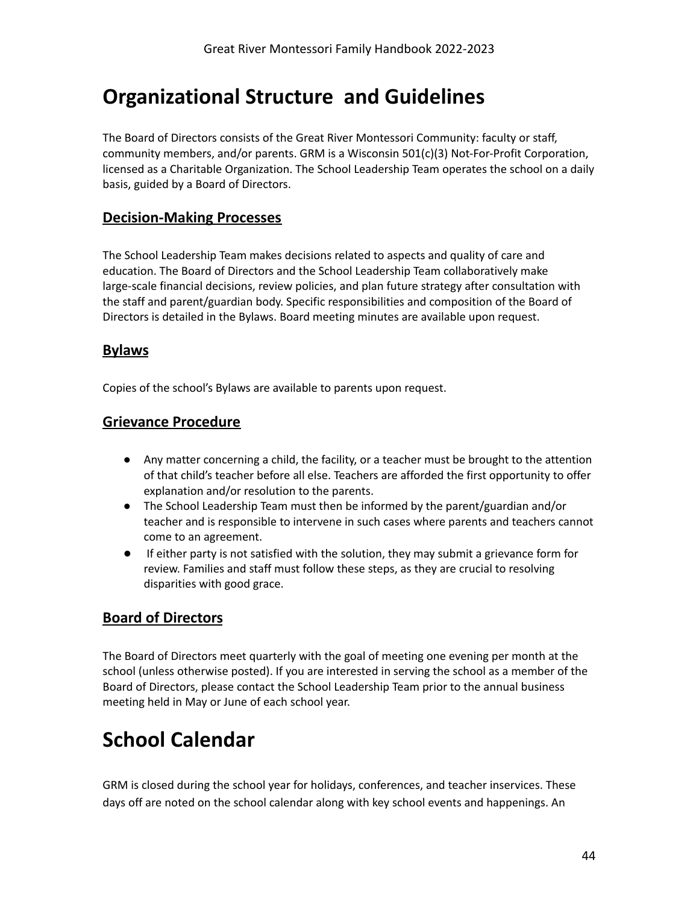# Organizational Structure and Guidelines

The Board of Directors consists of the Great River Montessori Community: faculty or staff, community members, and/or parents. GRM is a Wisconsin 501(c)(3) Not-For-Profit Corporation, licensed as a Charitable Organization. The School Leadership Team operates the school on a daily basis, guided by a Board of Directors.

## Decision-Making Processes

The School Leadership Team makes decisions related to aspects and quality of care and education. The Board of Directors and the School Leadership Team collaboratively make large-scale financial decisions, review policies, and plan future strategy after consultation with the staff and parent/guardian body. Specific responsibilities and composition of the Board of Directors is detailed in the Bylaws. Board meeting minutes are available upon request.

## Bylaws

Copies of the school's Bylaws are available to parents upon request.

## Grievance Procedure

- Any matter concerning a child, the facility, or a teacher must be brought to the attention of that child's teacher before all else. Teachers are afforded the first opportunity to offer explanation and/or resolution to the parents.
- The School Leadership Team must then be informed by the parent/guardian and/or teacher and is responsible to intervene in such cases where parents and teachers cannot come to an agreement.
- If either party is not satisfied with the solution, they may submit a grievance form for review. Families and staff must follow these steps, as they are crucial to resolving disparities with good grace.

## Board of Directors

The Board of Directors meet quarterly with the goal of meeting one evening per month at the school (unless otherwise posted). If you are interested in serving the school as a member of the Board of Directors, please contact the School Leadership Team prior to the annual business meeting held in May or June of each school year.

# School Calendar

GRM is closed during the school year for holidays, conferences, and teacher inservices. These days off are noted on the school calendar along with key school events and happenings. An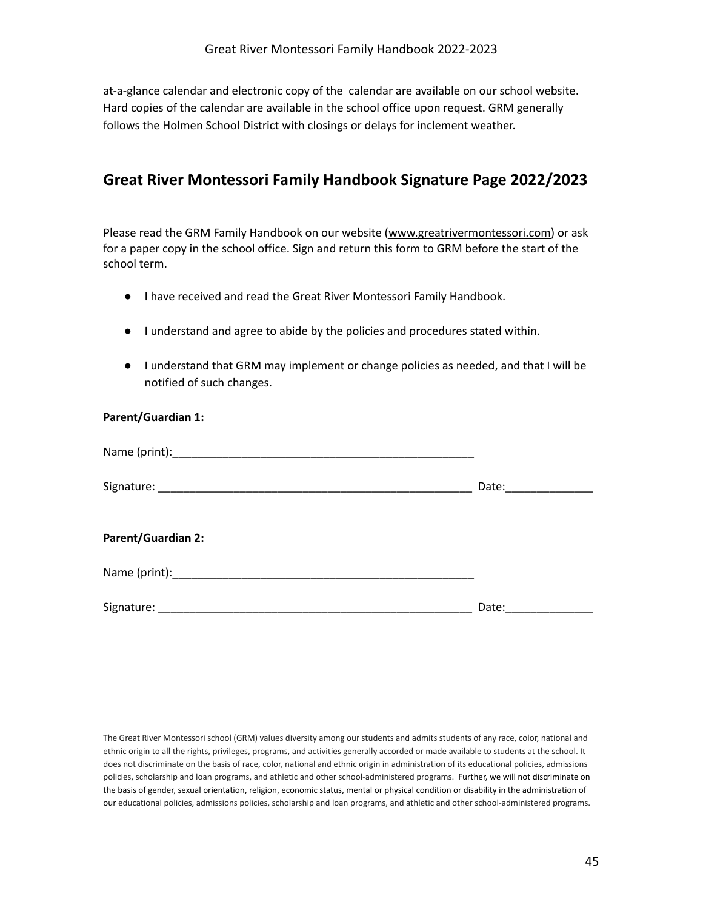at-a-glance calendar and electronic copy of the  calendar are available on our school website. Hard copies of the calendar are available in the school office upon request. GRM generally follows the Holmen School District with closings or delays for inclement weather.

## Great River Montessori Family Handbook Signature Page 2022/2023

Please read the GRM Family Handbook on our website (www.greatrivermontessori.com) or ask for a paper copy in the school office. Sign and return this form to GRM before the start of the school term.

- I have received and read the Great River Montessori Family Handbook.
- I understand and agree to abide by the policies and procedures stated within.
- I understand that GRM may implement or change policies as needed, and that I will be notified of such changes.

**Parent/Guardian 1:**

Name (print):_______________________________________________

Signature: _______________________________________________ Date:_____________

**Parent/Guardian 2:**

Name (print):_______________________________________________

Signature: _______________________________________________ Date:_____________

The Great River Montessori school (GRM) values diversity among our students and admits students of any race, color, national and ethnic origin to all the rights, privileges, programs, and activities generally accorded or made available to students at the school. It does not discriminate on the basis of race, color, national and ethnic origin in administration of its educational policies, admissions policies, scholarship and loan programs, and athletic and other school-administered programs. Further, we will not discriminate on the basis of gender, sexual orientation, religion, economic status, mental or physical condition or disability in the administration of our educational policies, admissions policies, scholarship and loan programs, and athletic and other school-administered programs.